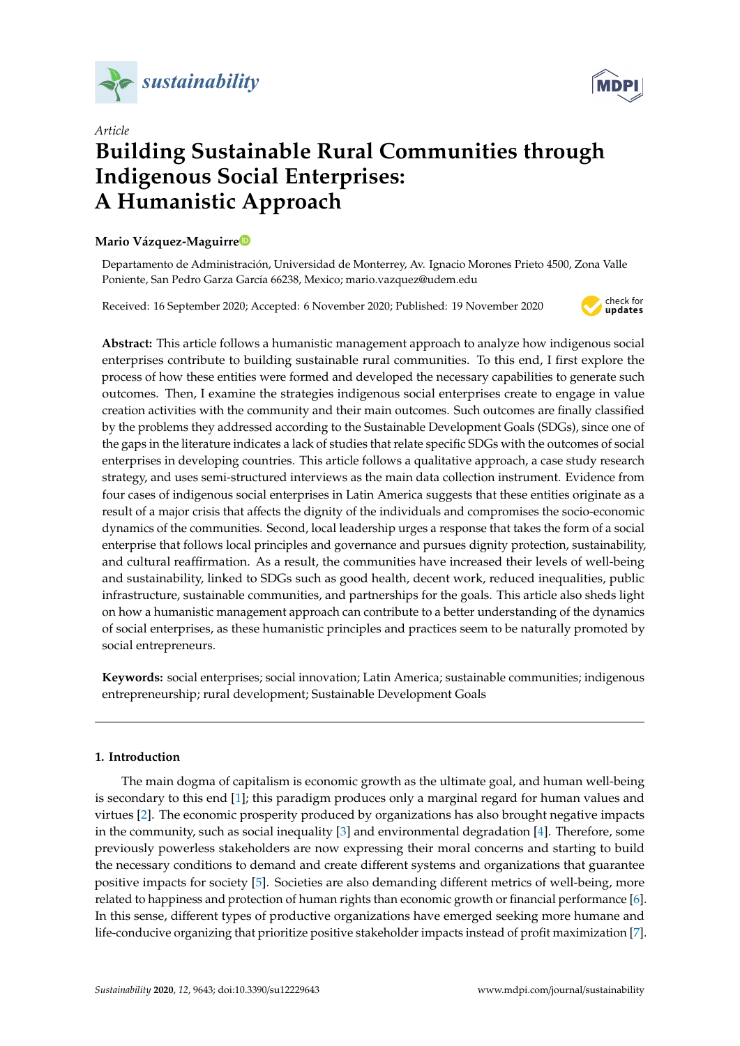Article

# Building Sustainable Rural Communities through Indigenous Social Enterprises: A Humanistic Approach

**Mario Vázquez-Maguirre**

Departamento de Administración, Universidad de Monterrey, Av. Ignacio Morones Prieto 4500, Zona Valle Poniente, San Pedro Garza García 66238, Mexico; mario.vazquez@udem.edu

Received: 16 September 2020; Accepted: 6 November 2020; Published: 19 November 2020

**Abstract:** This article follows a humanistic management approach to analyze how indigenous social enterprises contribute to building sustainable rural communities. To this end, I first explore the process of how these entities were formed and developed the necessary capabilities to generate such outcomes. Then, I examine the strategies indigenous social enterprises create to engage in value creation activities with the community and their main outcomes. Such outcomes are finally classified by the problems they addressed according to the Sustainable Development Goals (SDGs), since one of the gaps in the literature indicates a lack of studies that relate specific SDGs with the outcomes of social enterprises in developing countries. This article follows a qualitative approach, a case study research strategy, and uses semi-structured interviews as the main data collection instrument. Evidence from four cases of indigenous social enterprises in Latin America suggests that these entities originate as a result of a major crisis that affects the dignity of the individuals and compromises the socio-economic dynamics of the communities. Second, local leadership urges a response that takes the form of a social enterprise that follows local principles and governance and pursues dignity protection, sustainability, and cultural reaffirmation. As a result, the communities have increased their levels of well-being and sustainability, linked to SDGs such as good health, decent work, reduced inequalities, public infrastructure, sustainable communities, and partnerships for the goals. This article also sheds light on how a humanistic management approach can contribute to a better understanding of the dynamics of social enterprises, as these humanistic principles and practices seem to be naturally promoted by social entrepreneurs.

**Keywords:** social enterprises; social innovation; Latin America; sustainable communities; indigenous entrepreneurship; rural development; Sustainable Development Goals

## 1. Introduction

The main dogma of capitalism is economic growth as the ultimate goal, and human well-being is secondary to this end [1]; this paradigm produces only a marginal regard for human values and virtues [2]. The economic prosperity produced by organizations has also brought negative impacts in the community, such as social inequality [3] and environmental degradation [4]. Therefore, some previously powerless stakeholders are now expressing their moral concerns and starting to build the necessary conditions to demand and create different systems and organizations that guarantee positive impacts for society [5]. Societies are also demanding different metrics of well-being, more related to happiness and protection of human rights than economic growth or financial performance [6]. In this sense, different types of productive organizations have emerged seeking more humane and life-conducive organizing that prioritize positive stakeholder impacts instead of profit maximization [7].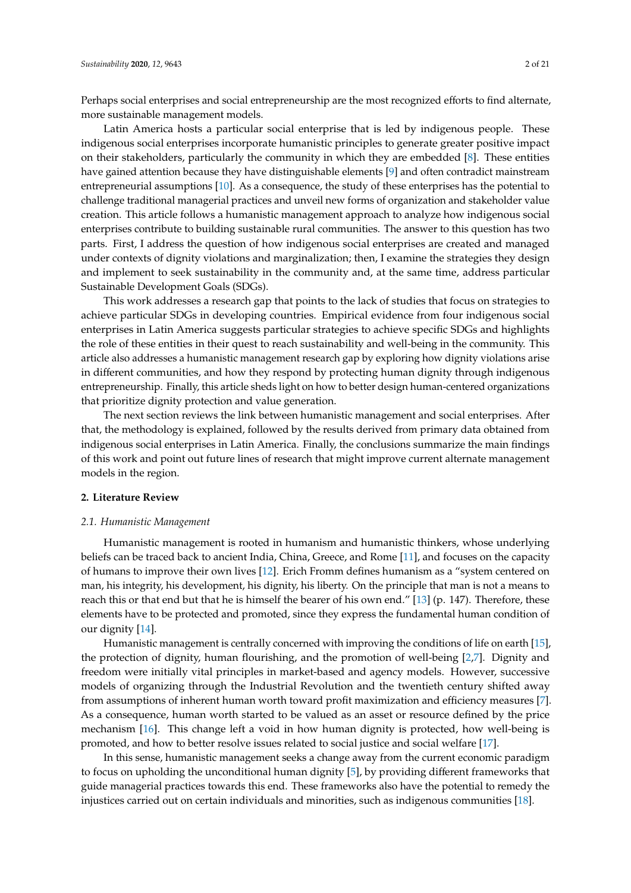Perhaps social enterprises and social entrepreneurship are the most recognized efforts to find alternate, more sustainable management models.

Latin America hosts a particular social enterprise that is led by indigenous people. These indigenous social enterprises incorporate humanistic principles to generate greater positive impact on their stakeholders, particularly the community in which they are embedded [8]. These entities have gained attention because they have distinguishable elements [9] and often contradict mainstream entrepreneurial assumptions [10]. As a consequence, the study of these enterprises has the potential to challenge traditional managerial practices and unveil new forms of organization and stakeholder value creation. This article follows a humanistic management approach to analyze how indigenous social enterprises contribute to building sustainable rural communities. The answer to this question has two parts. First, I address the question of how indigenous social enterprises are created and managed under contexts of dignity violations and marginalization; then, I examine the strategies they design and implement to seek sustainability in the community and, at the same time, address particular Sustainable Development Goals (SDGs).

This work addresses a research gap that points to the lack of studies that focus on strategies to achieve particular SDGs in developing countries. Empirical evidence from four indigenous social enterprises in Latin America suggests particular strategies to achieve specific SDGs and highlights the role of these entities in their quest to reach sustainability and well-being in the community. This article also addresses a humanistic management research gap by exploring how dignity violations arise in different communities, and how they respond by protecting human dignity through indigenous entrepreneurship. Finally, this article sheds light on how to better design human-centered organizations that prioritize dignity protection and value generation.

The next section reviews the link between humanistic management and social enterprises. After that, the methodology is explained, followed by the results derived from primary data obtained from indigenous social enterprises in Latin America. Finally, the conclusions summarize the main findings of this work and point out future lines of research that might improve current alternate management models in the region.

## 2. Literature Review

### *2.1. Humanistic Management*

Humanistic management is rooted in humanism and humanistic thinkers, whose underlying beliefs can be traced back to ancient India, China, Greece, and Rome [11], and focuses on the capacity of humans to improve their own lives [12]. Erich Fromm defines humanism as a "system centered on man, his integrity, his development, his dignity, his liberty. On the principle that man is not a means to reach this or that end but that he is himself the bearer of his own end." [13] (p. 147). Therefore, these elements have to be protected and promoted, since they express the fundamental human condition of our dignity [14].

Humanistic management is centrally concerned with improving the conditions of life on earth [15], the protection of dignity, human flourishing, and the promotion of well-being [2,7]. Dignity and freedom were initially vital principles in market-based and agency models. However, successive models of organizing through the Industrial Revolution and the twentieth century shifted away from assumptions of inherent human worth toward profit maximization and efficiency measures [7]. As a consequence, human worth started to be valued as an asset or resource defined by the price mechanism [16]. This change left a void in how human dignity is protected, how well-being is promoted, and how to better resolve issues related to social justice and social welfare [17].

In this sense, humanistic management seeks a change away from the current economic paradigm to focus on upholding the unconditional human dignity [5], by providing different frameworks that guide managerial practices towards this end. These frameworks also have the potential to remedy the injustices carried out on certain individuals and minorities, such as indigenous communities [18].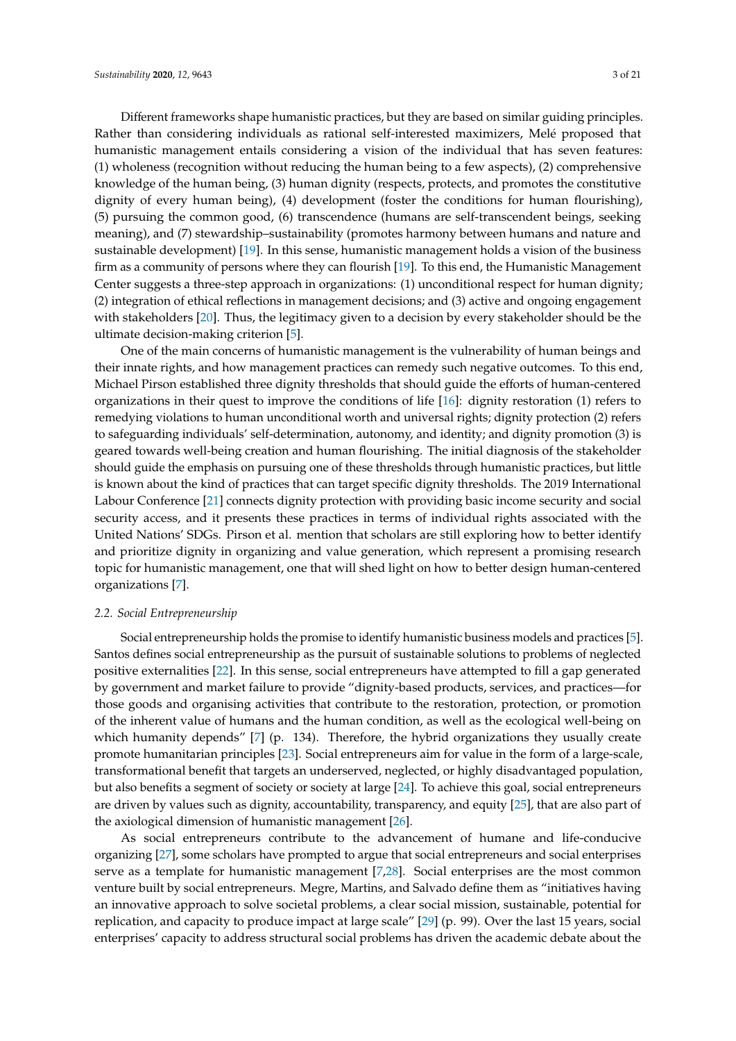Different frameworks shape humanistic practices, but they are based on similar guiding principles. Rather than considering individuals as rational self-interested maximizers, Melé proposed that humanistic management entails considering a vision of the individual that has seven features: (1) wholeness (recognition without reducing the human being to a few aspects), (2) comprehensive knowledge of the human being, (3) human dignity (respects, protects, and promotes the constitutive dignity of every human being), (4) development (foster the conditions for human flourishing), (5) pursuing the common good, (6) transcendence (humans are self-transcendent beings, seeking meaning), and (7) stewardship–sustainability (promotes harmony between humans and nature and sustainable development) [19]. In this sense, humanistic management holds a vision of the business firm as a community of persons where they can flourish [19]. To this end, the Humanistic Management Center suggests a three-step approach in organizations: (1) unconditional respect for human dignity; (2) integration of ethical reflections in management decisions; and (3) active and ongoing engagement with stakeholders [20]. Thus, the legitimacy given to a decision by every stakeholder should be the ultimate decision-making criterion [5].

One of the main concerns of humanistic management is the vulnerability of human beings and their innate rights, and how management practices can remedy such negative outcomes. To this end, Michael Pirson established three dignity thresholds that should guide the efforts of human-centered organizations in their quest to improve the conditions of life [16]: dignity restoration (1) refers to remedying violations to human unconditional worth and universal rights; dignity protection (2) refers to safeguarding individuals' self-determination, autonomy, and identity; and dignity promotion (3) is geared towards well-being creation and human flourishing. The initial diagnosis of the stakeholder should guide the emphasis on pursuing one of these thresholds through humanistic practices, but little is known about the kind of practices that can target specific dignity thresholds. The 2019 International Labour Conference [21] connects dignity protection with providing basic income security and social security access, and it presents these practices in terms of individual rights associated with the United Nations' SDGs. Pirson et al. mention that scholars are still exploring how to better identify and prioritize dignity in organizing and value generation, which represent a promising research topic for humanistic management, one that will shed light on how to better design human-centered organizations [7].

### 2.2. Social Entrepreneurship

Social entrepreneurship holds the promise to identify humanistic business models and practices [5]. Santos defines social entrepreneurship as the pursuit of sustainable solutions to problems of neglected positive externalities [22]. In this sense, social entrepreneurs have attempted to fill a gap generated by government and market failure to provide "dignity-based products, services, and practices—for those goods and organising activities that contribute to the restoration, protection, or promotion of the inherent value of humans and the human condition, as well as the ecological well-being on which humanity depends" [7] (p. 134). Therefore, the hybrid organizations they usually create promote humanitarian principles [23]. Social entrepreneurs aim for value in the form of a large-scale, transformational benefit that targets an underserved, neglected, or highly disadvantaged population, but also benefits a segment of society or society at large [24]. To achieve this goal, social entrepreneurs are driven by values such as dignity, accountability, transparency, and equity [25], that are also part of the axiological dimension of humanistic management [26].

As social entrepreneurs contribute to the advancement of humane and life-conducive organizing [27], some scholars have prompted to argue that social entrepreneurs and social enterprises serve as a template for humanistic management [7,28]. Social enterprises are the most common venture built by social entrepreneurs. Megre, Martins, and Salvado define them as "initiatives having an innovative approach to solve societal problems, a clear social mission, sustainable, potential for replication, and capacity to produce impact at large scale" [29] (p. 99). Over the last 15 years, social enterprises' capacity to address structural social problems has driven the academic debate about the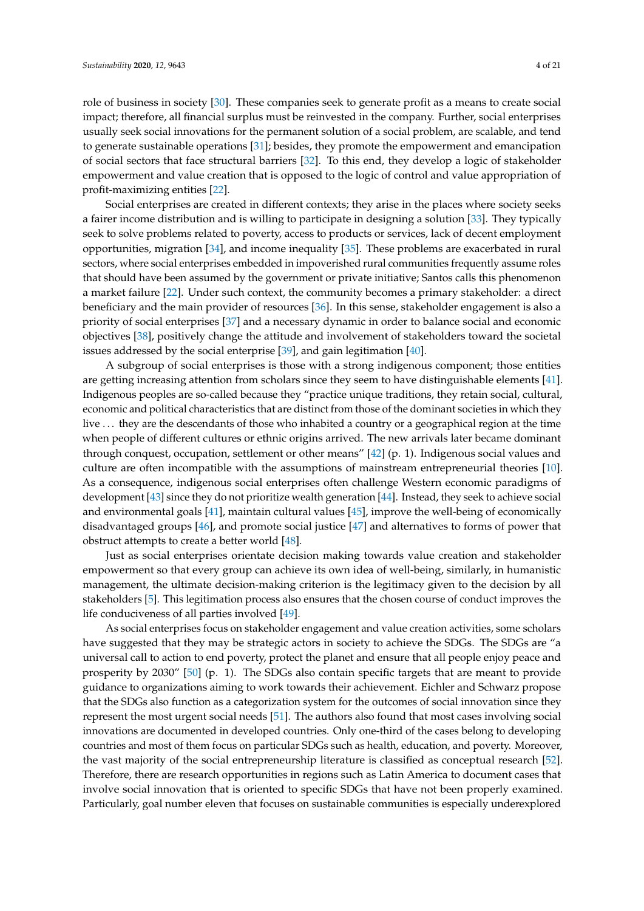role of business in society [30]. These companies seek to generate profit as a means to create social impact; therefore, all financial surplus must be reinvested in the company. Further, social enterprises usually seek social innovations for the permanent solution of a social problem, are scalable, and tend to generate sustainable operations [31]; besides, they promote the empowerment and emancipation of social sectors that face structural barriers [32]. To this end, they develop a logic of stakeholder empowerment and value creation that is opposed to the logic of control and value appropriation of profit-maximizing entities [22].

Social enterprises are created in different contexts; they arise in the places where society seeks a fairer income distribution and is willing to participate in designing a solution [33]. They typically seek to solve problems related to poverty, access to products or services, lack of decent employment opportunities, migration [34], and income inequality [35]. These problems are exacerbated in rural sectors, where social enterprises embedded in impoverished rural communities frequently assume roles that should have been assumed by the government or private initiative; Santos calls this phenomenon a market failure [22]. Under such context, the community becomes a primary stakeholder: a direct beneficiary and the main provider of resources [36]. In this sense, stakeholder engagement is also a priority of social enterprises [37] and a necessary dynamic in order to balance social and economic objectives [38], positively change the attitude and involvement of stakeholders toward the societal issues addressed by the social enterprise [39], and gain legitimation [40].

A subgroup of social enterprises is those with a strong indigenous component; those entities are getting increasing attention from scholars since they seem to have distinguishable elements [41]. Indigenous peoples are so-called because they "practice unique traditions, they retain social, cultural, economic and political characteristics that are distinct from those of the dominant societies in which they live . . . they are the descendants of those who inhabited a country or a geographical region at the time when people of different cultures or ethnic origins arrived. The new arrivals later became dominant through conquest, occupation, settlement or other means" [42] (p. 1). Indigenous social values and culture are often incompatible with the assumptions of mainstream entrepreneurial theories [10]. As a consequence, indigenous social enterprises often challenge Western economic paradigms of development [43] since they do not prioritize wealth generation [44]. Instead, they seek to achieve social and environmental goals [41], maintain cultural values [45], improve the well-being of economically disadvantaged groups [46], and promote social justice [47] and alternatives to forms of power that obstruct attempts to create a better world [48].

Just as social enterprises orientate decision making towards value creation and stakeholder empowerment so that every group can achieve its own idea of well-being, similarly, in humanistic management, the ultimate decision-making criterion is the legitimacy given to the decision by all stakeholders [5]. This legitimation process also ensures that the chosen course of conduct improves the life conduciveness of all parties involved [49].

As social enterprises focus on stakeholder engagement and value creation activities, some scholars have suggested that they may be strategic actors in society to achieve the SDGs. The SDGs are "a universal call to action to end poverty, protect the planet and ensure that all people enjoy peace and prosperity by 2030" [50] (p. 1). The SDGs also contain specific targets that are meant to provide guidance to organizations aiming to work towards their achievement. Eichler and Schwarz propose that the SDGs also function as a categorization system for the outcomes of social innovation since they represent the most urgent social needs [51]. The authors also found that most cases involving social innovations are documented in developed countries. Only one-third of the cases belong to developing countries and most of them focus on particular SDGs such as health, education, and poverty. Moreover, the vast majority of the social entrepreneurship literature is classified as conceptual research [52]. Therefore, there are research opportunities in regions such as Latin America to document cases that involve social innovation that is oriented to specific SDGs that have not been properly examined. Particularly, goal number eleven that focuses on sustainable communities is especially underexplored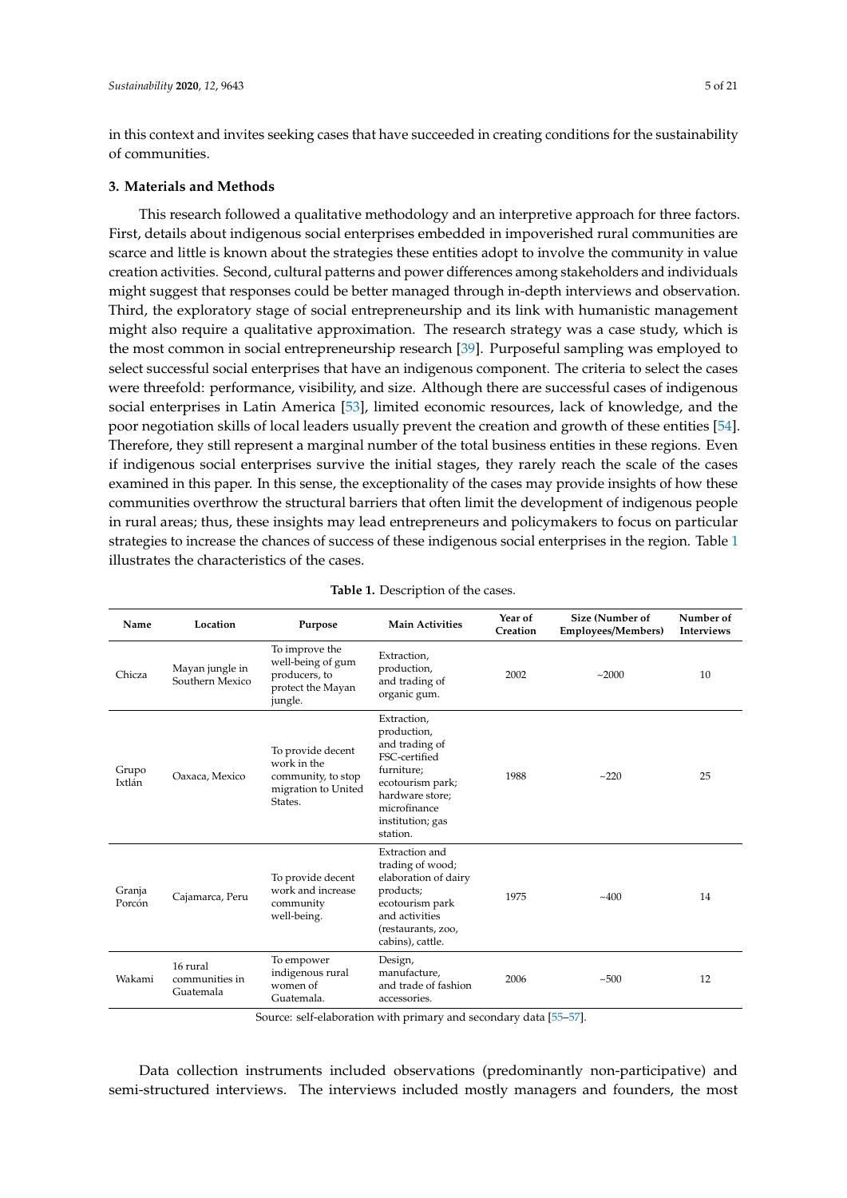in this context and invites seeking cases that have succeeded in creating conditions for the sustainability of communities.

## 3. Materials and Methods

This research followed a qualitative methodology and an interpretive approach for three factors. First, details about indigenous social enterprises embedded in impoverished rural communities are scarce and little is known about the strategies these entities adopt to involve the community in value creation activities. Second, cultural patterns and power differences among stakeholders and individuals might suggest that responses could be better managed through in-depth interviews and observation. Third, the exploratory stage of social entrepreneurship and its link with humanistic management might also require a qualitative approximation. The research strategy was a case study, which is the most common in social entrepreneurship research [39]. Purposeful sampling was employed to select successful social enterprises that have an indigenous component. The criteria to select the cases were threefold: performance, visibility, and size. Although there are successful cases of indigenous social enterprises in Latin America [53], limited economic resources, lack of knowledge, and the poor negotiation skills of local leaders usually prevent the creation and growth of these entities [54]. Therefore, they still represent a marginal number of the total business entities in these regions. Even if indigenous social enterprises survive the initial stages, they rarely reach the scale of the cases examined in this paper. In this sense, the exceptionality of the cases may provide insights of how these communities overthrow the structural barriers that often limit the development of indigenous people in rural areas; thus, these insights may lead entrepreneurs and policymakers to focus on particular strategies to increase the chances of success of these indigenous social enterprises in the region. Table 1 illustrates the characteristics of the cases.

**Table 1.** Description of the cases.

| Name | Location | Purpose | Main Activities | Year of Creation | Size (Number of Employees/Members) | Number of Interviews |
|---|---|---|---|---|---|---|
| Chicza | Mayan jungle in Southern Mexico | To improve the well-being of gum producers, to protect the Mayan jungle. | Extraction, production, and trading of organic gum. | 2002 | ~2000 | 10 |
| Grupo Ixtlán | Oaxaca, Mexico | To provide decent work in the community, to stop migration to United States. | Extraction, production, and trading of FSC-certified furniture; ecotourism park; hardware store; microfinance institution; gas station. | 1988 | ~220 | 25 |
| Granja Porcón | Cajamarca, Peru | To provide decent work and increase community well-being. | Extraction and trading of wood; elaboration of dairy products; ecotourism park and activities (restaurants, zoo, cabins), cattle. | 1975 | ~400 | 14 |
| Wakami | 16 rural communities in Guatemala | To empower indigenous rural women of Guatemala. | Design, manufacture, and trade of fashion accessories. | 2006 | ~500 | 12 |

Source: self-elaboration with primary and secondary data [55–57].

Data collection instruments included observations (predominantly non-participative) and semi-structured interviews. The interviews included mostly managers and founders, the most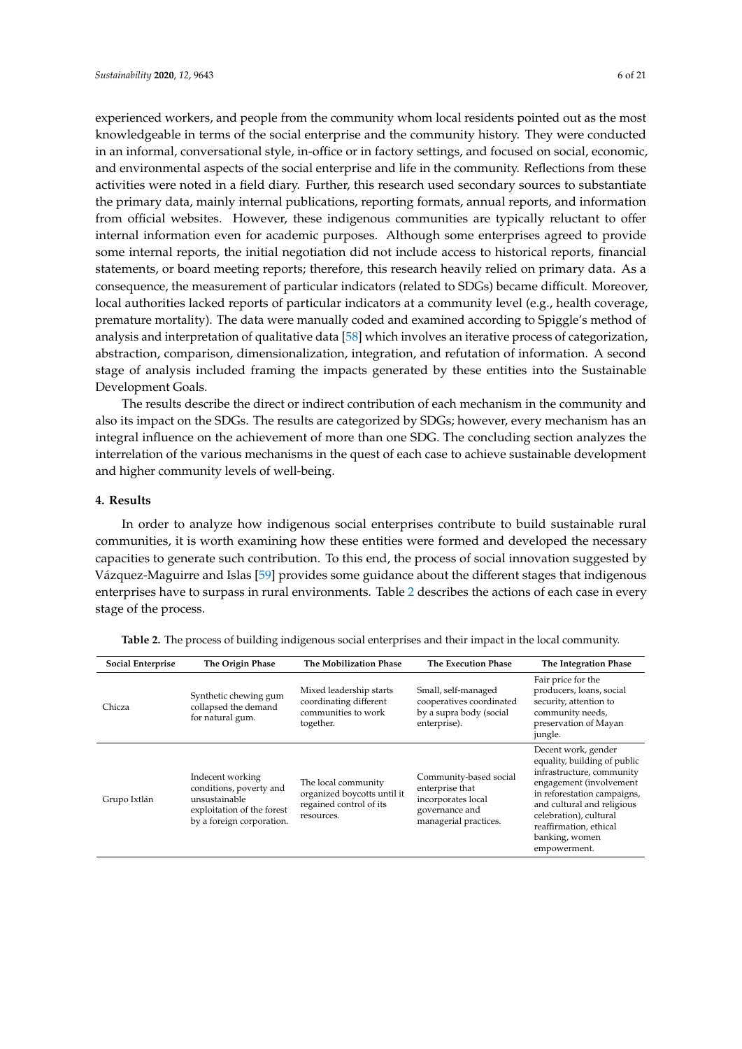experienced workers, and people from the community whom local residents pointed out as the most knowledgeable in terms of the social enterprise and the community history. They were conducted in an informal, conversational style, in-office or in factory settings, and focused on social, economic, and environmental aspects of the social enterprise and life in the community. Reflections from these activities were noted in a field diary. Further, this research used secondary sources to substantiate the primary data, mainly internal publications, reporting formats, annual reports, and information from official websites. However, these indigenous communities are typically reluctant to offer internal information even for academic purposes. Although some enterprises agreed to provide some internal reports, the initial negotiation did not include access to historical reports, financial statements, or board meeting reports; therefore, this research heavily relied on primary data. As a consequence, the measurement of particular indicators (related to SDGs) became difficult. Moreover, local authorities lacked reports of particular indicators at a community level (e.g., health coverage, premature mortality). The data were manually coded and examined according to Spiggle's method of analysis and interpretation of qualitative data [58] which involves an iterative process of categorization, abstraction, comparison, dimensionalization, integration, and refutation of information. A second stage of analysis included framing the impacts generated by these entities into the Sustainable Development Goals.

The results describe the direct or indirect contribution of each mechanism in the community and also its impact on the SDGs. The results are categorized by SDGs; however, every mechanism has an integral influence on the achievement of more than one SDG. The concluding section analyzes the interrelation of the various mechanisms in the quest of each case to achieve sustainable development and higher community levels of well-being.

## 4. Results

In order to analyze how indigenous social enterprises contribute to build sustainable rural communities, it is worth examining how these entities were formed and developed the necessary capacities to generate such contribution. To this end, the process of social innovation suggested by Vázquez-Maguirre and Islas [59] provides some guidance about the different stages that indigenous enterprises have to surpass in rural environments. Table 2 describes the actions of each case in every stage of the process.

**Table 2.** The process of building indigenous social enterprises and their impact in the local community.

| Social Enterprise | The Origin Phase | The Mobilization Phase | The Execution Phase | The Integration Phase |
|---|---|---|---|---|
| Chicza | Synthetic chewing gum collapsed the demand for natural gum. | Mixed leadership starts coordinating different communities to work together. | Small, self-managed cooperatives coordinated by a supra body (social enterprise). | Fair price for the producers, loans, social security, attention to community needs, preservation of Mayan jungle. |
| Grupo Ixtlán | Indecent working conditions, poverty and unsustainable exploitation of the forest by a foreign corporation. | The local community organized boycotts until it regained control of its resources. | Community-based social enterprise that incorporates local governance and managerial practices. | Decent work, gender equality, building of public infrastructure, community engagement (involvement in reforestation campaigns, and cultural and religious celebration), cultural reaffirmation, ethical banking, women empowerment. |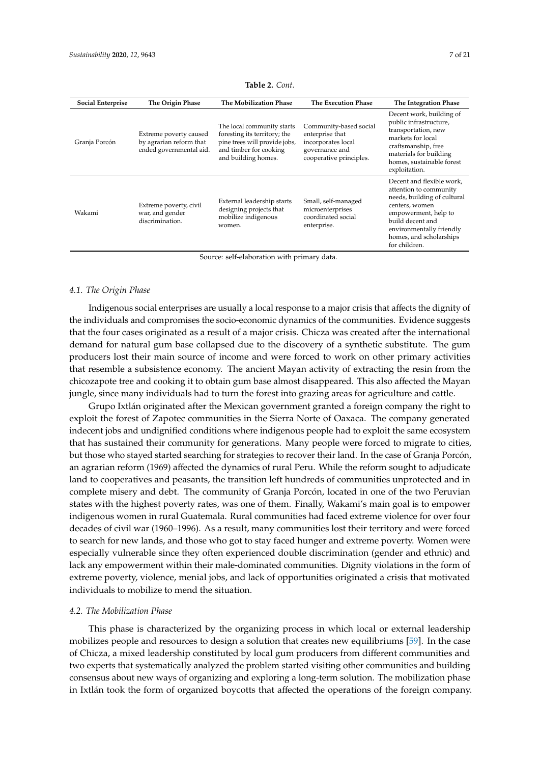**Table 2.** *Cont.*

| Social Enterprise | The Origin Phase | The Mobilization Phase | The Execution Phase | The Integration Phase |
|---|---|---|---|---|
| Granja Porcón | Extreme poverty caused by agrarian reform that ended governmental aid. | The local community starts foresting its territory; the pine trees will provide jobs, and timber for cooking and building homes. | Community-based social enterprise that incorporates local governance and cooperative principles. | Decent work, building of public infrastructure, transportation, new markets for local craftsmanship, free materials for building homes, sustainable forest exploitation. |
| Wakami | Extreme poverty, civil war, and gender discrimination. | External leadership starts designing projects that mobilize indigenous women. | Small, self-managed microenterprises coordinated social enterprise. | Decent and flexible work, attention to community needs, building of cultural centers, women empowerment, help to build decent and environmentally friendly homes, and scholarships for children. |

Source: self-elaboration with primary data.

### *4.1. The Origin Phase*

Indigenous social enterprises are usually a local response to a major crisis that affects the dignity of the individuals and compromises the socio-economic dynamics of the communities. Evidence suggests that the four cases originated as a result of a major crisis. Chicza was created after the international demand for natural gum base collapsed due to the discovery of a synthetic substitute. The gum producers lost their main source of income and were forced to work on other primary activities that resemble a subsistence economy. The ancient Mayan activity of extracting the resin from the chicozapote tree and cooking it to obtain gum base almost disappeared. This also affected the Mayan jungle, since many individuals had to turn the forest into grazing areas for agriculture and cattle.

Grupo Ixtlán originated after the Mexican government granted a foreign company the right to exploit the forest of Zapotec communities in the Sierra Norte of Oaxaca. The company generated indecent jobs and undignified conditions where indigenous people had to exploit the same ecosystem that has sustained their community for generations. Many people were forced to migrate to cities, but those who stayed started searching for strategies to recover their land. In the case of Granja Porcón, an agrarian reform (1969) affected the dynamics of rural Peru. While the reform sought to adjudicate land to cooperatives and peasants, the transition left hundreds of communities unprotected and in complete misery and debt. The community of Granja Porcón, located in one of the two Peruvian states with the highest poverty rates, was one of them. Finally, Wakami's main goal is to empower indigenous women in rural Guatemala. Rural communities had faced extreme violence for over four decades of civil war (1960–1996). As a result, many communities lost their territory and were forced to search for new lands, and those who got to stay faced hunger and extreme poverty. Women were especially vulnerable since they often experienced double discrimination (gender and ethnic) and lack any empowerment within their male-dominated communities. Dignity violations in the form of extreme poverty, violence, menial jobs, and lack of opportunities originated a crisis that motivated individuals to mobilize to mend the situation.

### *4.2. The Mobilization Phase*

This phase is characterized by the organizing process in which local or external leadership mobilizes people and resources to design a solution that creates new equilibriums [59]. In the case of Chicza, a mixed leadership constituted by local gum producers from different communities and two experts that systematically analyzed the problem started visiting other communities and building consensus about new ways of organizing and exploring a long-term solution. The mobilization phase in Ixtlán took the form of organized boycotts that affected the operations of the foreign company.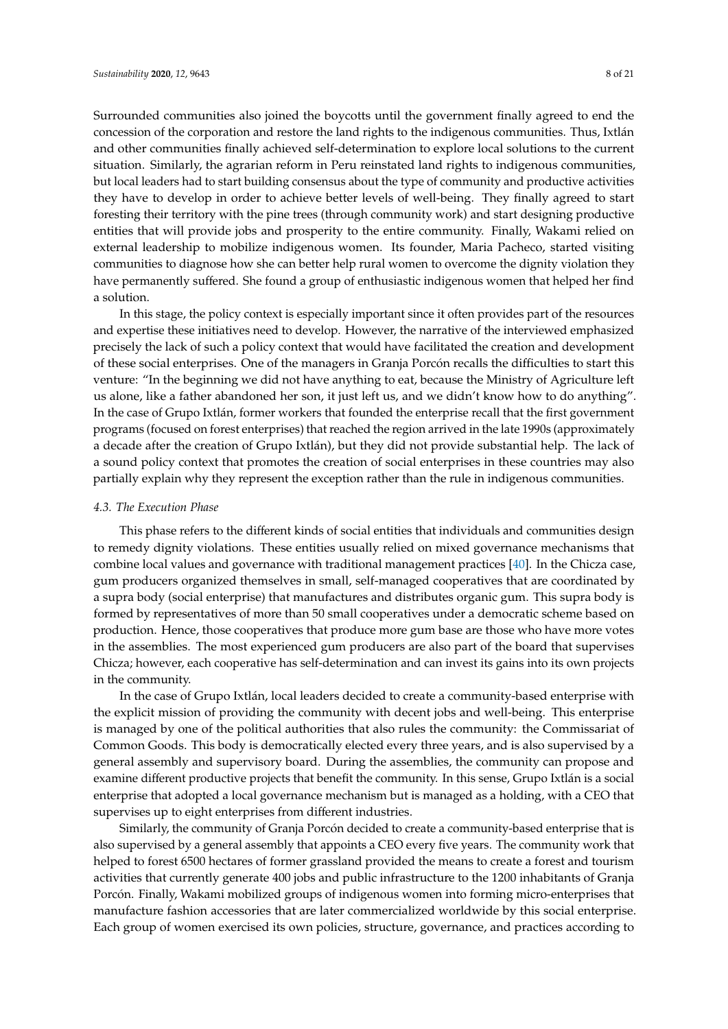Surrounded communities also joined the boycotts until the government finally agreed to end the concession of the corporation and restore the land rights to the indigenous communities. Thus, Ixtlán and other communities finally achieved self-determination to explore local solutions to the current situation. Similarly, the agrarian reform in Peru reinstated land rights to indigenous communities, but local leaders had to start building consensus about the type of community and productive activities they have to develop in order to achieve better levels of well-being. They finally agreed to start foresting their territory with the pine trees (through community work) and start designing productive entities that will provide jobs and prosperity to the entire community. Finally, Wakami relied on external leadership to mobilize indigenous women. Its founder, Maria Pacheco, started visiting communities to diagnose how she can better help rural women to overcome the dignity violation they have permanently suffered. She found a group of enthusiastic indigenous women that helped her find a solution.

In this stage, the policy context is especially important since it often provides part of the resources and expertise these initiatives need to develop. However, the narrative of the interviewed emphasized precisely the lack of such a policy context that would have facilitated the creation and development of these social enterprises. One of the managers in Granja Porcón recalls the difficulties to start this venture: "In the beginning we did not have anything to eat, because the Ministry of Agriculture left us alone, like a father abandoned her son, it just left us, and we didn't know how to do anything". In the case of Grupo Ixtlán, former workers that founded the enterprise recall that the first government programs (focused on forest enterprises) that reached the region arrived in the late 1990s (approximately a decade after the creation of Grupo Ixtlán), but they did not provide substantial help. The lack of a sound policy context that promotes the creation of social enterprises in these countries may also partially explain why they represent the exception rather than the rule in indigenous communities.

### *4.3. The Execution Phase*

This phase refers to the different kinds of social entities that individuals and communities design to remedy dignity violations. These entities usually relied on mixed governance mechanisms that combine local values and governance with traditional management practices [40]. In the Chicza case, gum producers organized themselves in small, self-managed cooperatives that are coordinated by a supra body (social enterprise) that manufactures and distributes organic gum. This supra body is formed by representatives of more than 50 small cooperatives under a democratic scheme based on production. Hence, those cooperatives that produce more gum base are those who have more votes in the assemblies. The most experienced gum producers are also part of the board that supervises Chicza; however, each cooperative has self-determination and can invest its gains into its own projects in the community.

In the case of Grupo Ixtlán, local leaders decided to create a community-based enterprise with the explicit mission of providing the community with decent jobs and well-being. This enterprise is managed by one of the political authorities that also rules the community: the Commissariat of Common Goods. This body is democratically elected every three years, and is also supervised by a general assembly and supervisory board. During the assemblies, the community can propose and examine different productive projects that benefit the community. In this sense, Grupo Ixtlán is a social enterprise that adopted a local governance mechanism but is managed as a holding, with a CEO that supervises up to eight enterprises from different industries.

Similarly, the community of Granja Porcón decided to create a community-based enterprise that is also supervised by a general assembly that appoints a CEO every five years. The community work that helped to forest 6500 hectares of former grassland provided the means to create a forest and tourism activities that currently generate 400 jobs and public infrastructure to the 1200 inhabitants of Granja Porcón. Finally, Wakami mobilized groups of indigenous women into forming micro-enterprises that manufacture fashion accessories that are later commercialized worldwide by this social enterprise. Each group of women exercised its own policies, structure, governance, and practices according to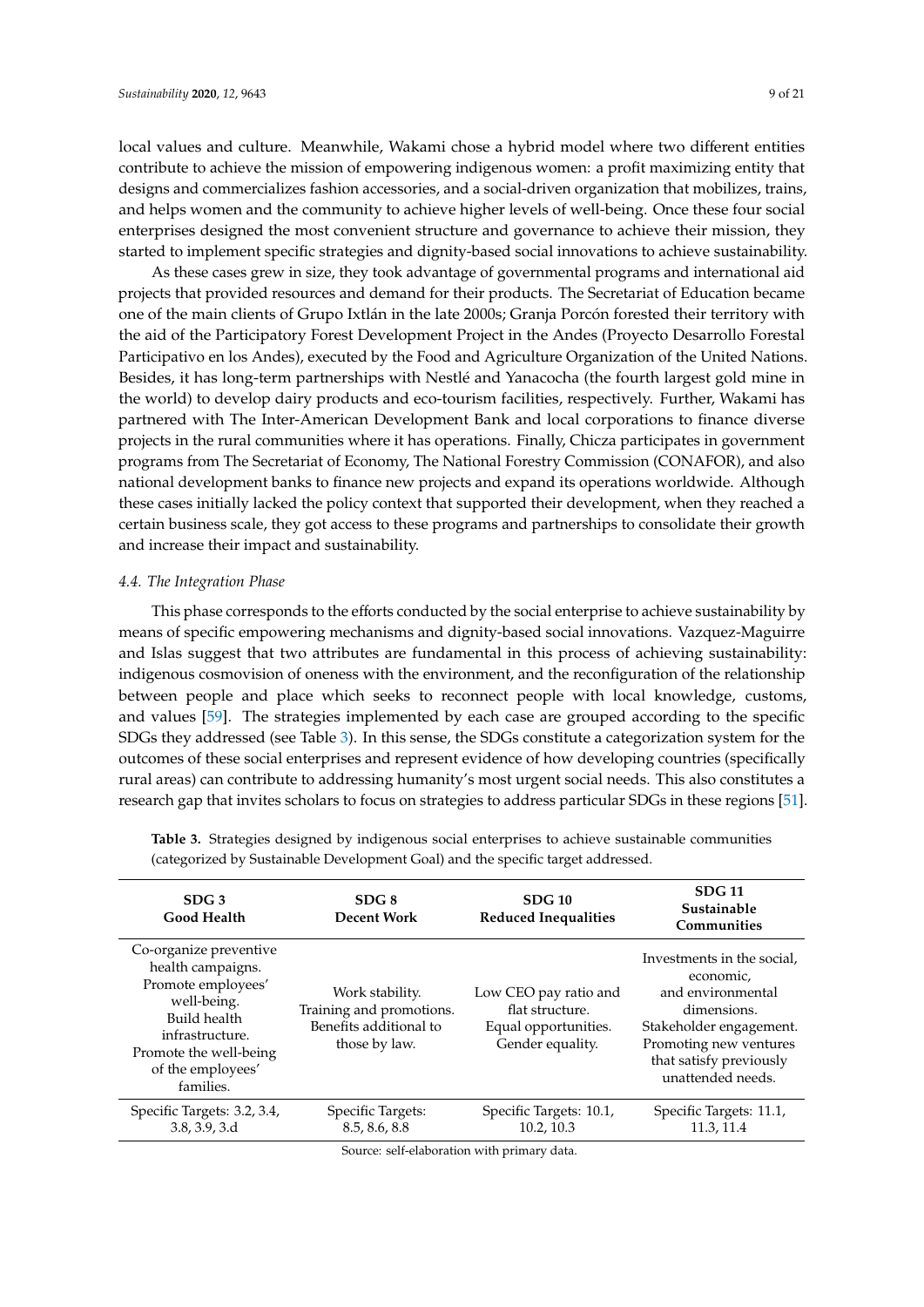local values and culture. Meanwhile, Wakami chose a hybrid model where two different entities contribute to achieve the mission of empowering indigenous women: a profit maximizing entity that designs and commercializes fashion accessories, and a social-driven organization that mobilizes, trains, and helps women and the community to achieve higher levels of well-being. Once these four social enterprises designed the most convenient structure and governance to achieve their mission, they started to implement specific strategies and dignity-based social innovations to achieve sustainability.

As these cases grew in size, they took advantage of governmental programs and international aid projects that provided resources and demand for their products. The Secretariat of Education became one of the main clients of Grupo Ixtlán in the late 2000s; Granja Porcón forested their territory with the aid of the Participatory Forest Development Project in the Andes (Proyecto Desarrollo Forestal Participativo en los Andes), executed by the Food and Agriculture Organization of the United Nations. Besides, it has long-term partnerships with Nestlé and Yanacocha (the fourth largest gold mine in the world) to develop dairy products and eco-tourism facilities, respectively. Further, Wakami has partnered with The Inter-American Development Bank and local corporations to finance diverse projects in the rural communities where it has operations. Finally, Chicza participates in government programs from The Secretariat of Economy, The National Forestry Commission (CONAFOR), and also national development banks to finance new projects and expand its operations worldwide. Although these cases initially lacked the policy context that supported their development, when they reached a certain business scale, they got access to these programs and partnerships to consolidate their growth and increase their impact and sustainability.

### *4.4. The Integration Phase*

This phase corresponds to the efforts conducted by the social enterprise to achieve sustainability by means of specific empowering mechanisms and dignity-based social innovations. Vazquez-Maguirre and Islas suggest that two attributes are fundamental in this process of achieving sustainability: indigenous cosmovision of oneness with the environment, and the reconfiguration of the relationship between people and place which seeks to reconnect people with local knowledge, customs, and values [59]. The strategies implemented by each case are grouped according to the specific SDGs they addressed (see Table 3). In this sense, the SDGs constitute a categorization system for the outcomes of these social enterprises and represent evidence of how developing countries (specifically rural areas) can contribute to addressing humanity's most urgent social needs. This also constitutes a research gap that invites scholars to focus on strategies to address particular SDGs in these regions [51].

**Table 3.** Strategies designed by indigenous social enterprises to achieve sustainable communities (categorized by Sustainable Development Goal) and the specific target addressed.

| **SDG 3 Good Health** | **SDG 8 Decent Work** | **SDG 10 Reduced Inequalities** | **SDG 11 Sustainable Communities** |
|---|---|---|---|
| Co-organize preventive health campaigns. Promote employees' well-being. Build health infrastructure. Promote the well-being of the employees' families. | Work stability. Training and promotions. Benefits additional to those by law. | Low CEO pay ratio and flat structure. Equal opportunities. Gender equality. | Investments in the social, economic, and environmental dimensions. Stakeholder engagement. Promoting new ventures that satisfy previously unattended needs. |
| Specific Targets: 3.2, 3.4, 3.8, 3.9, 3.d | Specific Targets: 8.5, 8.6, 8.8 | Specific Targets: 10.1, 10.2, 10.3 | Specific Targets: 11.1, 11.3, 11.4 |

Source: self-elaboration with primary data.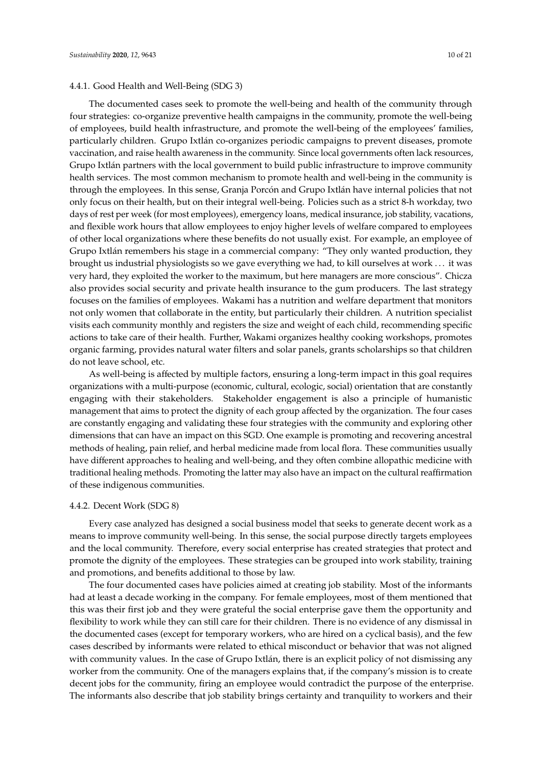#### 4.4.1. Good Health and Well-Being (SDG 3)

The documented cases seek to promote the well-being and health of the community through four strategies: co-organize preventive health campaigns in the community, promote the well-being of employees, build health infrastructure, and promote the well-being of the employees' families, particularly children. Grupo Ixtlán co-organizes periodic campaigns to prevent diseases, promote vaccination, and raise health awareness in the community. Since local governments often lack resources, Grupo Ixtlán partners with the local government to build public infrastructure to improve community health services. The most common mechanism to promote health and well-being in the community is through the employees. In this sense, Granja Porcón and Grupo Ixtlán have internal policies that not only focus on their health, but on their integral well-being. Policies such as a strict 8-h workday, two days of rest per week (for most employees), emergency loans, medical insurance, job stability, vacations, and flexible work hours that allow employees to enjoy higher levels of welfare compared to employees of other local organizations where these benefits do not usually exist. For example, an employee of Grupo Ixtlán remembers his stage in a commercial company: "They only wanted production, they brought us industrial physiologists so we gave everything we had, to kill ourselves at work ... it was very hard, they exploited the worker to the maximum, but here managers are more conscious". Chicza also provides social security and private health insurance to the gum producers. The last strategy focuses on the families of employees. Wakami has a nutrition and welfare department that monitors not only women that collaborate in the entity, but particularly their children. A nutrition specialist visits each community monthly and registers the size and weight of each child, recommending specific actions to take care of their health. Further, Wakami organizes healthy cooking workshops, promotes organic farming, provides natural water filters and solar panels, grants scholarships so that children do not leave school, etc.

As well-being is affected by multiple factors, ensuring a long-term impact in this goal requires organizations with a multi-purpose (economic, cultural, ecologic, social) orientation that are constantly engaging with their stakeholders. Stakeholder engagement is also a principle of humanistic management that aims to protect the dignity of each group affected by the organization. The four cases are constantly engaging and validating these four strategies with the community and exploring other dimensions that can have an impact on this SGD. One example is promoting and recovering ancestral methods of healing, pain relief, and herbal medicine made from local flora. These communities usually have different approaches to healing and well-being, and they often combine allopathic medicine with traditional healing methods. Promoting the latter may also have an impact on the cultural reaffirmation of these indigenous communities.

#### 4.4.2. Decent Work (SDG 8)

Every case analyzed has designed a social business model that seeks to generate decent work as a means to improve community well-being. In this sense, the social purpose directly targets employees and the local community. Therefore, every social enterprise has created strategies that protect and promote the dignity of the employees. These strategies can be grouped into work stability, training and promotions, and benefits additional to those by law.

The four documented cases have policies aimed at creating job stability. Most of the informants had at least a decade working in the company. For female employees, most of them mentioned that this was their first job and they were grateful the social enterprise gave them the opportunity and flexibility to work while they can still care for their children. There is no evidence of any dismissal in the documented cases (except for temporary workers, who are hired on a cyclical basis), and the few cases described by informants were related to ethical misconduct or behavior that was not aligned with community values. In the case of Grupo Ixtlán, there is an explicit policy of not dismissing any worker from the community. One of the managers explains that, if the company's mission is to create decent jobs for the community, firing an employee would contradict the purpose of the enterprise. The informants also describe that job stability brings certainty and tranquility to workers and their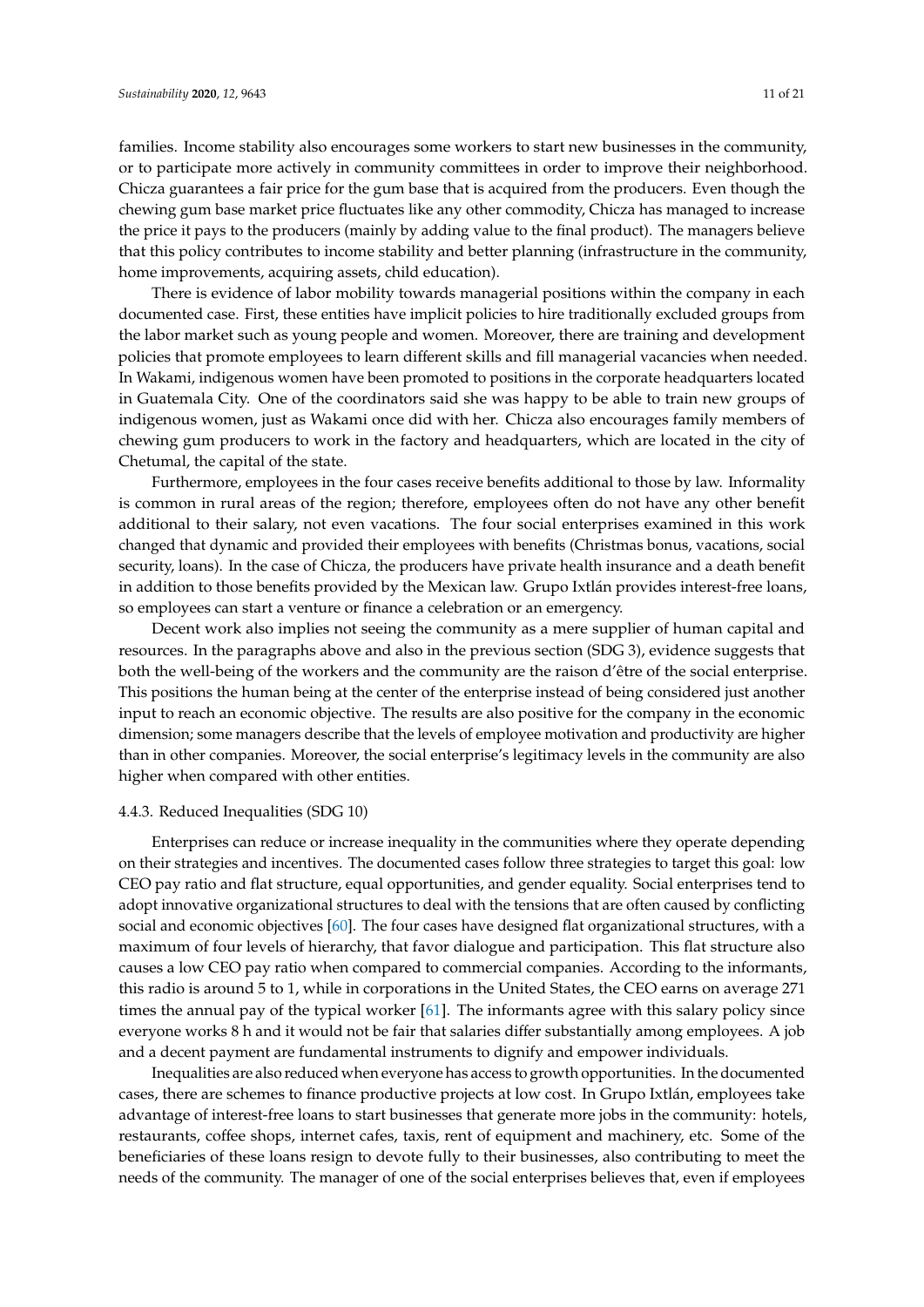families. Income stability also encourages some workers to start new businesses in the community, or to participate more actively in community committees in order to improve their neighborhood. Chicza guarantees a fair price for the gum base that is acquired from the producers. Even though the chewing gum base market price fluctuates like any other commodity, Chicza has managed to increase the price it pays to the producers (mainly by adding value to the final product). The managers believe that this policy contributes to income stability and better planning (infrastructure in the community, home improvements, acquiring assets, child education).

There is evidence of labor mobility towards managerial positions within the company in each documented case. First, these entities have implicit policies to hire traditionally excluded groups from the labor market such as young people and women. Moreover, there are training and development policies that promote employees to learn different skills and fill managerial vacancies when needed. In Wakami, indigenous women have been promoted to positions in the corporate headquarters located in Guatemala City. One of the coordinators said she was happy to be able to train new groups of indigenous women, just as Wakami once did with her. Chicza also encourages family members of chewing gum producers to work in the factory and headquarters, which are located in the city of Chetumal, the capital of the state.

Furthermore, employees in the four cases receive benefits additional to those by law. Informality is common in rural areas of the region; therefore, employees often do not have any other benefit additional to their salary, not even vacations. The four social enterprises examined in this work changed that dynamic and provided their employees with benefits (Christmas bonus, vacations, social security, loans). In the case of Chicza, the producers have private health insurance and a death benefit in addition to those benefits provided by the Mexican law. Grupo Ixtlán provides interest-free loans, so employees can start a venture or finance a celebration or an emergency.

Decent work also implies not seeing the community as a mere supplier of human capital and resources. In the paragraphs above and also in the previous section (SDG 3), evidence suggests that both the well-being of the workers and the community are the raison d'être of the social enterprise. This positions the human being at the center of the enterprise instead of being considered just another input to reach an economic objective. The results are also positive for the company in the economic dimension; some managers describe that the levels of employee motivation and productivity are higher than in other companies. Moreover, the social enterprise's legitimacy levels in the community are also higher when compared with other entities.

#### 4.4.3. Reduced Inequalities (SDG 10)

Enterprises can reduce or increase inequality in the communities where they operate depending on their strategies and incentives. The documented cases follow three strategies to target this goal: low CEO pay ratio and flat structure, equal opportunities, and gender equality. Social enterprises tend to adopt innovative organizational structures to deal with the tensions that are often caused by conflicting social and economic objectives [60]. The four cases have designed flat organizational structures, with a maximum of four levels of hierarchy, that favor dialogue and participation. This flat structure also causes a low CEO pay ratio when compared to commercial companies. According to the informants, this radio is around 5 to 1, while in corporations in the United States, the CEO earns on average 271 times the annual pay of the typical worker [61]. The informants agree with this salary policy since everyone works 8 h and it would not be fair that salaries differ substantially among employees. A job and a decent payment are fundamental instruments to dignify and empower individuals.

Inequalities are also reduced when everyone has access to growth opportunities. In the documented cases, there are schemes to finance productive projects at low cost. In Grupo Ixtlán, employees take advantage of interest-free loans to start businesses that generate more jobs in the community: hotels, restaurants, coffee shops, internet cafes, taxis, rent of equipment and machinery, etc. Some of the beneficiaries of these loans resign to devote fully to their businesses, also contributing to meet the needs of the community. The manager of one of the social enterprises believes that, even if employees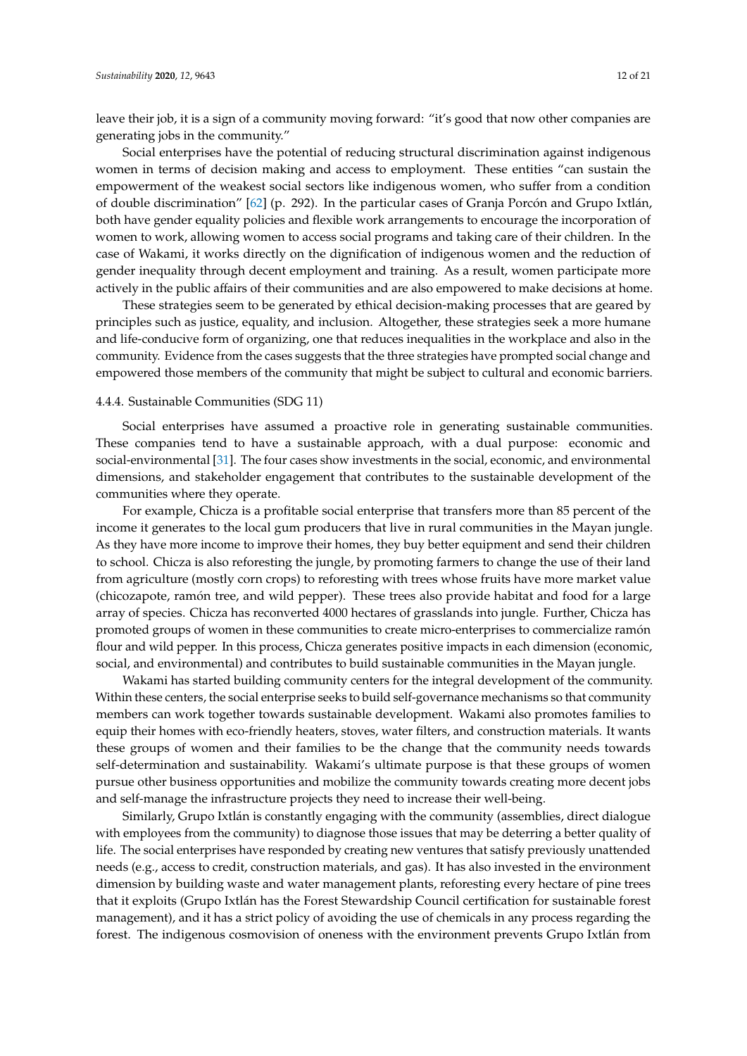leave their job, it is a sign of a community moving forward: "it's good that now other companies are generating jobs in the community."

Social enterprises have the potential of reducing structural discrimination against indigenous women in terms of decision making and access to employment. These entities "can sustain the empowerment of the weakest social sectors like indigenous women, who suffer from a condition of double discrimination" [62] (p. 292). In the particular cases of Granja Porcón and Grupo Ixtlán, both have gender equality policies and flexible work arrangements to encourage the incorporation of women to work, allowing women to access social programs and taking care of their children. In the case of Wakami, it works directly on the dignification of indigenous women and the reduction of gender inequality through decent employment and training. As a result, women participate more actively in the public affairs of their communities and are also empowered to make decisions at home.

These strategies seem to be generated by ethical decision-making processes that are geared by principles such as justice, equality, and inclusion. Altogether, these strategies seek a more humane and life-conducive form of organizing, one that reduces inequalities in the workplace and also in the community. Evidence from the cases suggests that the three strategies have prompted social change and empowered those members of the community that might be subject to cultural and economic barriers.

#### 4.4.4. Sustainable Communities (SDG 11)

Social enterprises have assumed a proactive role in generating sustainable communities. These companies tend to have a sustainable approach, with a dual purpose: economic and social-environmental [31]. The four cases show investments in the social, economic, and environmental dimensions, and stakeholder engagement that contributes to the sustainable development of the communities where they operate.

For example, Chicza is a profitable social enterprise that transfers more than 85 percent of the income it generates to the local gum producers that live in rural communities in the Mayan jungle. As they have more income to improve their homes, they buy better equipment and send their children to school. Chicza is also reforesting the jungle, by promoting farmers to change the use of their land from agriculture (mostly corn crops) to reforesting with trees whose fruits have more market value (chicozapote, ramón tree, and wild pepper). These trees also provide habitat and food for a large array of species. Chicza has reconverted 4000 hectares of grasslands into jungle. Further, Chicza has promoted groups of women in these communities to create micro-enterprises to commercialize ramón flour and wild pepper. In this process, Chicza generates positive impacts in each dimension (economic, social, and environmental) and contributes to build sustainable communities in the Mayan jungle.

Wakami has started building community centers for the integral development of the community. Within these centers, the social enterprise seeks to build self-governance mechanisms so that community members can work together towards sustainable development. Wakami also promotes families to equip their homes with eco-friendly heaters, stoves, water filters, and construction materials. It wants these groups of women and their families to be the change that the community needs towards self-determination and sustainability. Wakami's ultimate purpose is that these groups of women pursue other business opportunities and mobilize the community towards creating more decent jobs and self-manage the infrastructure projects they need to increase their well-being.

Similarly, Grupo Ixtlán is constantly engaging with the community (assemblies, direct dialogue with employees from the community) to diagnose those issues that may be deterring a better quality of life. The social enterprises have responded by creating new ventures that satisfy previously unattended needs (e.g., access to credit, construction materials, and gas). It has also invested in the environment dimension by building waste and water management plants, reforesting every hectare of pine trees that it exploits (Grupo Ixtlán has the Forest Stewardship Council certification for sustainable forest management), and it has a strict policy of avoiding the use of chemicals in any process regarding the forest. The indigenous cosmovision of oneness with the environment prevents Grupo Ixtlán from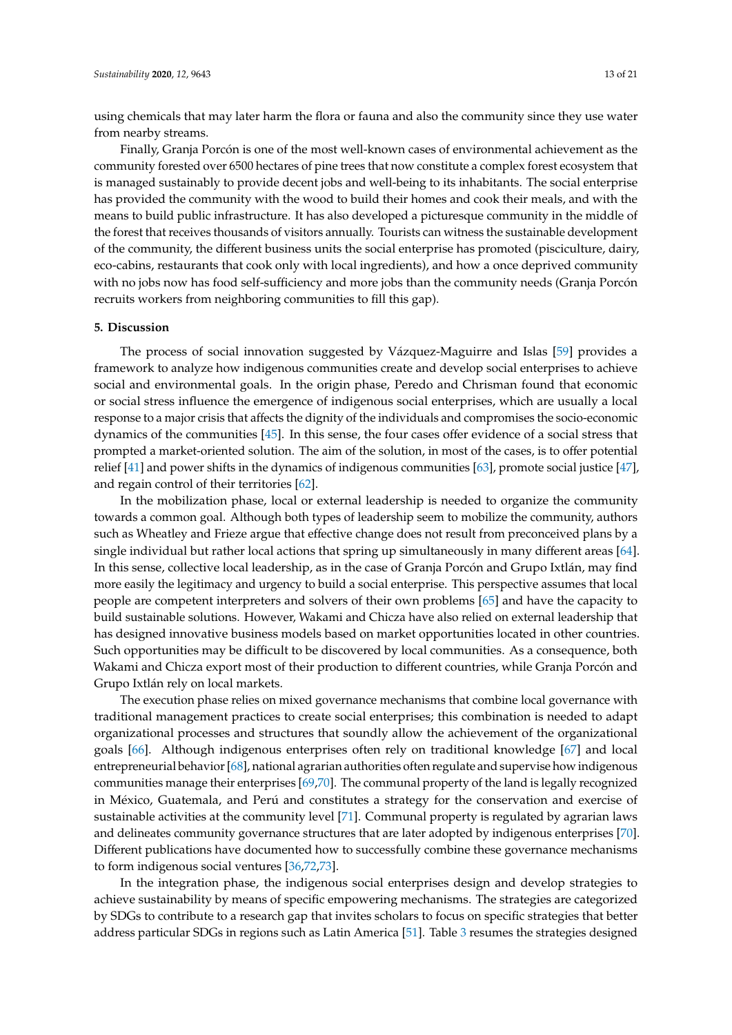using chemicals that may later harm the flora or fauna and also the community since they use water from nearby streams.

Finally, Granja Porcón is one of the most well-known cases of environmental achievement as the community forested over 6500 hectares of pine trees that now constitute a complex forest ecosystem that is managed sustainably to provide decent jobs and well-being to its inhabitants. The social enterprise has provided the community with the wood to build their homes and cook their meals, and with the means to build public infrastructure. It has also developed a picturesque community in the middle of the forest that receives thousands of visitors annually. Tourists can witness the sustainable development of the community, the different business units the social enterprise has promoted (pisciculture, dairy, eco-cabins, restaurants that cook only with local ingredients), and how a once deprived community with no jobs now has food self-sufficiency and more jobs than the community needs (Granja Porcón recruits workers from neighboring communities to fill this gap).

## 5. Discussion

The process of social innovation suggested by Vázquez-Maguirre and Islas [59] provides a framework to analyze how indigenous communities create and develop social enterprises to achieve social and environmental goals. In the origin phase, Peredo and Chrisman found that economic or social stress influence the emergence of indigenous social enterprises, which are usually a local response to a major crisis that affects the dignity of the individuals and compromises the socio-economic dynamics of the communities [45]. In this sense, the four cases offer evidence of a social stress that prompted a market-oriented solution. The aim of the solution, in most of the cases, is to offer potential relief [41] and power shifts in the dynamics of indigenous communities [63], promote social justice [47], and regain control of their territories [62].

In the mobilization phase, local or external leadership is needed to organize the community towards a common goal. Although both types of leadership seem to mobilize the community, authors such as Wheatley and Frieze argue that effective change does not result from preconceived plans by a single individual but rather local actions that spring up simultaneously in many different areas [64]. In this sense, collective local leadership, as in the case of Granja Porcón and Grupo Ixtlán, may find more easily the legitimacy and urgency to build a social enterprise. This perspective assumes that local people are competent interpreters and solvers of their own problems [65] and have the capacity to build sustainable solutions. However, Wakami and Chicza have also relied on external leadership that has designed innovative business models based on market opportunities located in other countries. Such opportunities may be difficult to be discovered by local communities. As a consequence, both Wakami and Chicza export most of their production to different countries, while Granja Porcón and Grupo Ixtlán rely on local markets.

The execution phase relies on mixed governance mechanisms that combine local governance with traditional management practices to create social enterprises; this combination is needed to adapt organizational processes and structures that soundly allow the achievement of the organizational goals [66]. Although indigenous enterprises often rely on traditional knowledge [67] and local entrepreneurial behavior [68], national agrarian authorities often regulate and supervise how indigenous communities manage their enterprises [69,70]. The communal property of the land is legally recognized in México, Guatemala, and Perú and constitutes a strategy for the conservation and exercise of sustainable activities at the community level [71]. Communal property is regulated by agrarian laws and delineates community governance structures that are later adopted by indigenous enterprises [70]. Different publications have documented how to successfully combine these governance mechanisms to form indigenous social ventures [36,72,73].

In the integration phase, the indigenous social enterprises design and develop strategies to achieve sustainability by means of specific empowering mechanisms. The strategies are categorized by SDGs to contribute to a research gap that invites scholars to focus on specific strategies that better address particular SDGs in regions such as Latin America [51]. Table 3 resumes the strategies designed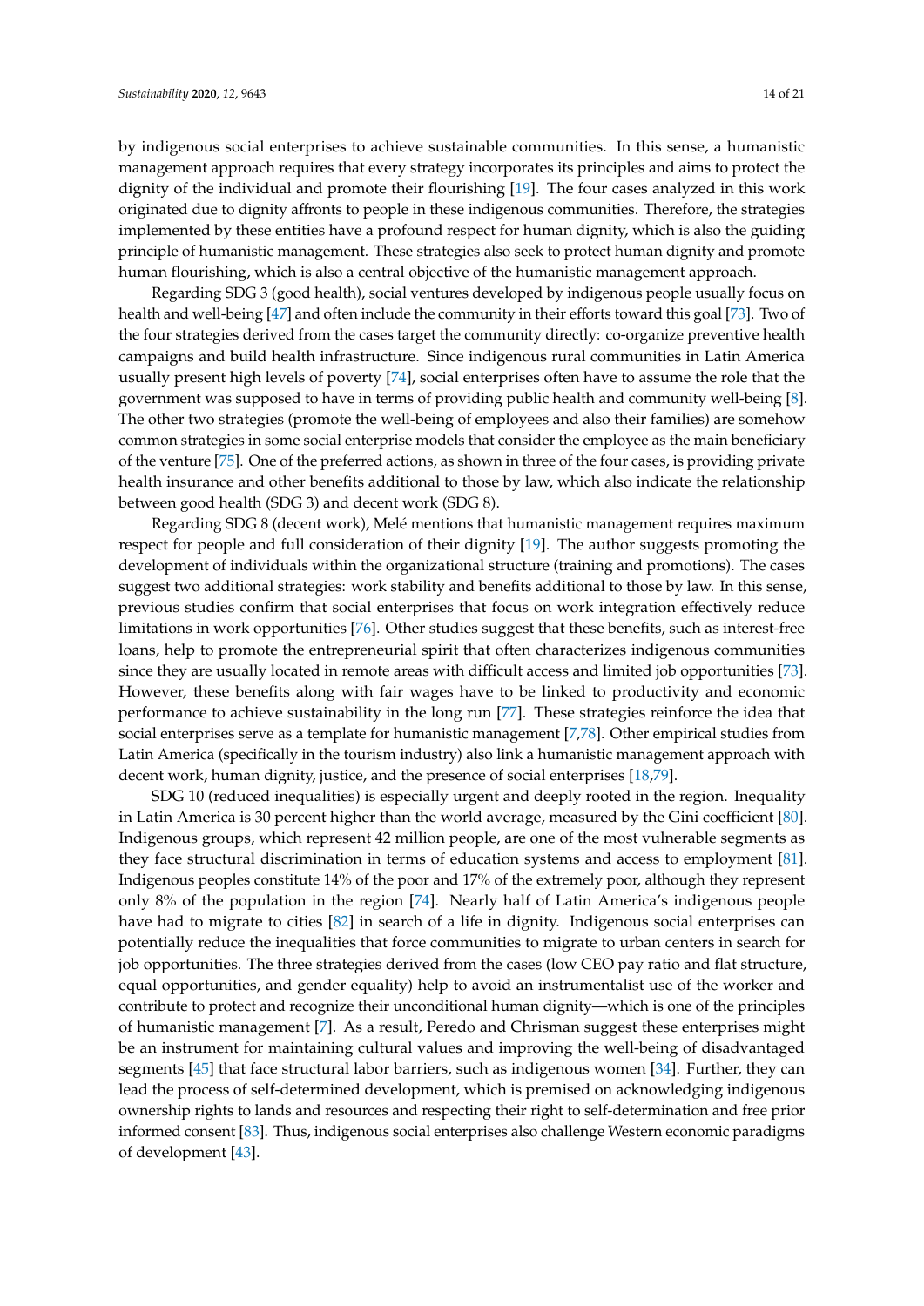by indigenous social enterprises to achieve sustainable communities. In this sense, a humanistic management approach requires that every strategy incorporates its principles and aims to protect the dignity of the individual and promote their flourishing [19]. The four cases analyzed in this work originated due to dignity affronts to people in these indigenous communities. Therefore, the strategies implemented by these entities have a profound respect for human dignity, which is also the guiding principle of humanistic management. These strategies also seek to protect human dignity and promote human flourishing, which is also a central objective of the humanistic management approach.

Regarding SDG 3 (good health), social ventures developed by indigenous people usually focus on health and well-being [47] and often include the community in their efforts toward this goal [73]. Two of the four strategies derived from the cases target the community directly: co-organize preventive health campaigns and build health infrastructure. Since indigenous rural communities in Latin America usually present high levels of poverty [74], social enterprises often have to assume the role that the government was supposed to have in terms of providing public health and community well-being [8]. The other two strategies (promote the well-being of employees and also their families) are somehow common strategies in some social enterprise models that consider the employee as the main beneficiary of the venture [75]. One of the preferred actions, as shown in three of the four cases, is providing private health insurance and other benefits additional to those by law, which also indicate the relationship between good health (SDG 3) and decent work (SDG 8).

Regarding SDG 8 (decent work), Melé mentions that humanistic management requires maximum respect for people and full consideration of their dignity [19]. The author suggests promoting the development of individuals within the organizational structure (training and promotions). The cases suggest two additional strategies: work stability and benefits additional to those by law. In this sense, previous studies confirm that social enterprises that focus on work integration effectively reduce limitations in work opportunities [76]. Other studies suggest that these benefits, such as interest-free loans, help to promote the entrepreneurial spirit that often characterizes indigenous communities since they are usually located in remote areas with difficult access and limited job opportunities [73]. However, these benefits along with fair wages have to be linked to productivity and economic performance to achieve sustainability in the long run [77]. These strategies reinforce the idea that social enterprises serve as a template for humanistic management [7,78]. Other empirical studies from Latin America (specifically in the tourism industry) also link a humanistic management approach with decent work, human dignity, justice, and the presence of social enterprises [18,79].

SDG 10 (reduced inequalities) is especially urgent and deeply rooted in the region. Inequality in Latin America is 30 percent higher than the world average, measured by the Gini coefficient [80]. Indigenous groups, which represent 42 million people, are one of the most vulnerable segments as they face structural discrimination in terms of education systems and access to employment [81]. Indigenous peoples constitute 14% of the poor and 17% of the extremely poor, although they represent only 8% of the population in the region [74]. Nearly half of Latin America's indigenous people have had to migrate to cities [82] in search of a life in dignity. Indigenous social enterprises can potentially reduce the inequalities that force communities to migrate to urban centers in search for job opportunities. The three strategies derived from the cases (low CEO pay ratio and flat structure, equal opportunities, and gender equality) help to avoid an instrumentalist use of the worker and contribute to protect and recognize their unconditional human dignity—which is one of the principles of humanistic management [7]. As a result, Peredo and Chrisman suggest these enterprises might be an instrument for maintaining cultural values and improving the well-being of disadvantaged segments [45] that face structural labor barriers, such as indigenous women [34]. Further, they can lead the process of self-determined development, which is premised on acknowledging indigenous ownership rights to lands and resources and respecting their right to self-determination and free prior informed consent [83]. Thus, indigenous social enterprises also challenge Western economic paradigms of development [43].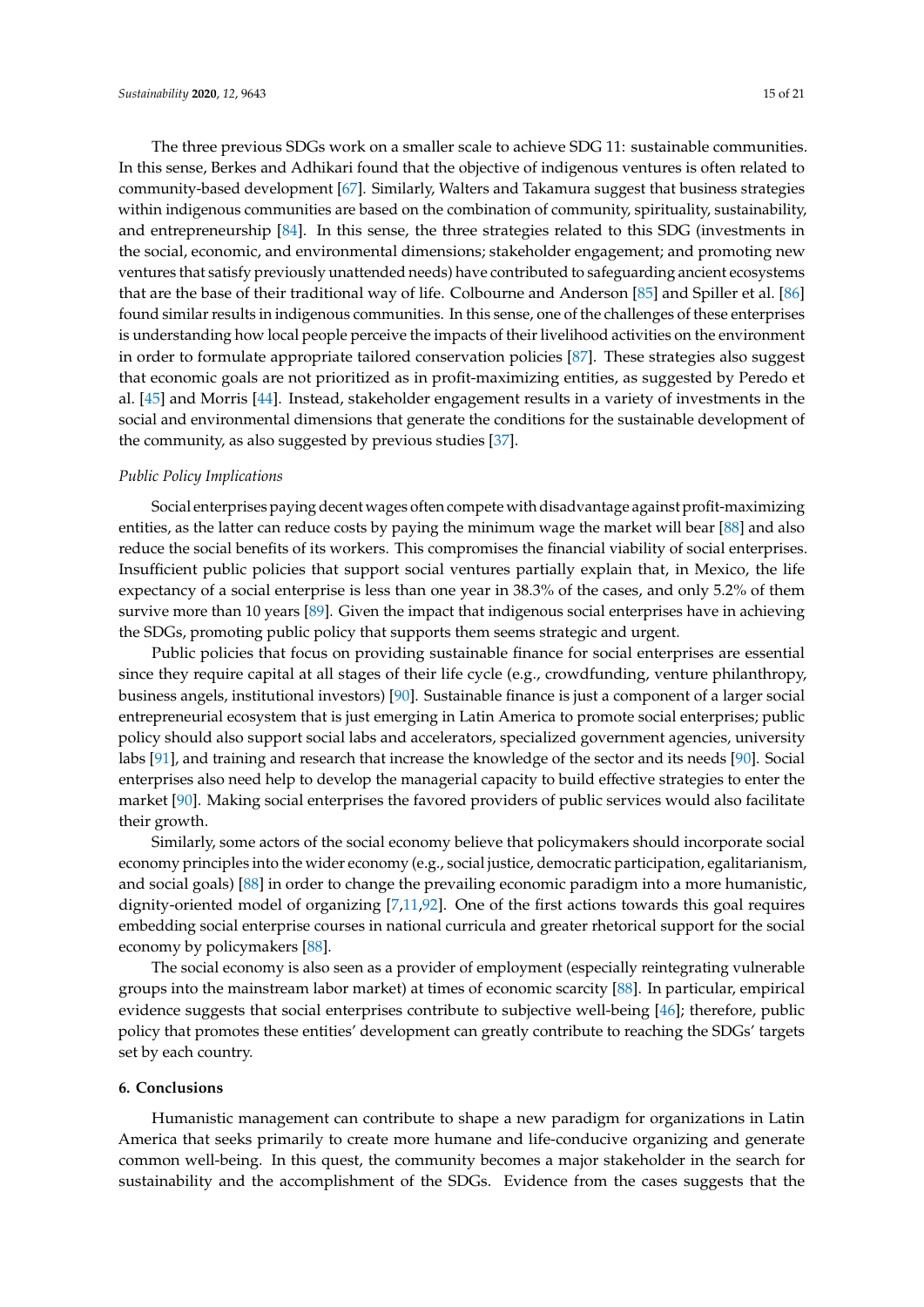The three previous SDGs work on a smaller scale to achieve SDG 11: sustainable communities. In this sense, Berkes and Adhikari found that the objective of indigenous ventures is often related to community-based development [67]. Similarly, Walters and Takamura suggest that business strategies within indigenous communities are based on the combination of community, spirituality, sustainability, and entrepreneurship [84]. In this sense, the three strategies related to this SDG (investments in the social, economic, and environmental dimensions; stakeholder engagement; and promoting new ventures that satisfy previously unattended needs) have contributed to safeguarding ancient ecosystems that are the base of their traditional way of life. Colbourne and Anderson [85] and Spiller et al. [86] found similar results in indigenous communities. In this sense, one of the challenges of these enterprises is understanding how local people perceive the impacts of their livelihood activities on the environment in order to formulate appropriate tailored conservation policies [87]. These strategies also suggest that economic goals are not prioritized as in profit-maximizing entities, as suggested by Peredo et al. [45] and Morris [44]. Instead, stakeholder engagement results in a variety of investments in the social and environmental dimensions that generate the conditions for the sustainable development of the community, as also suggested by previous studies [37].

*Public Policy Implications*

Social enterprises paying decent wages often compete with disadvantage against profit-maximizing entities, as the latter can reduce costs by paying the minimum wage the market will bear [88] and also reduce the social benefits of its workers. This compromises the financial viability of social enterprises. Insufficient public policies that support social ventures partially explain that, in Mexico, the life expectancy of a social enterprise is less than one year in 38.3% of the cases, and only 5.2% of them survive more than 10 years [89]. Given the impact that indigenous social enterprises have in achieving the SDGs, promoting public policy that supports them seems strategic and urgent.

Public policies that focus on providing sustainable finance for social enterprises are essential since they require capital at all stages of their life cycle (e.g., crowdfunding, venture philanthropy, business angels, institutional investors) [90]. Sustainable finance is just a component of a larger social entrepreneurial ecosystem that is just emerging in Latin America to promote social enterprises; public policy should also support social labs and accelerators, specialized government agencies, university labs [91], and training and research that increase the knowledge of the sector and its needs [90]. Social enterprises also need help to develop the managerial capacity to build effective strategies to enter the market [90]. Making social enterprises the favored providers of public services would also facilitate their growth.

Similarly, some actors of the social economy believe that policymakers should incorporate social economy principles into the wider economy (e.g., social justice, democratic participation, egalitarianism, and social goals) [88] in order to change the prevailing economic paradigm into a more humanistic, dignity-oriented model of organizing [7,11,92]. One of the first actions towards this goal requires embedding social enterprise courses in national curricula and greater rhetorical support for the social economy by policymakers [88].

The social economy is also seen as a provider of employment (especially reintegrating vulnerable groups into the mainstream labor market) at times of economic scarcity [88]. In particular, empirical evidence suggests that social enterprises contribute to subjective well-being [46]; therefore, public policy that promotes these entities' development can greatly contribute to reaching the SDGs' targets set by each country.

## 6. Conclusions

Humanistic management can contribute to shape a new paradigm for organizations in Latin America that seeks primarily to create more humane and life-conducive organizing and generate common well-being. In this quest, the community becomes a major stakeholder in the search for sustainability and the accomplishment of the SDGs. Evidence from the cases suggests that the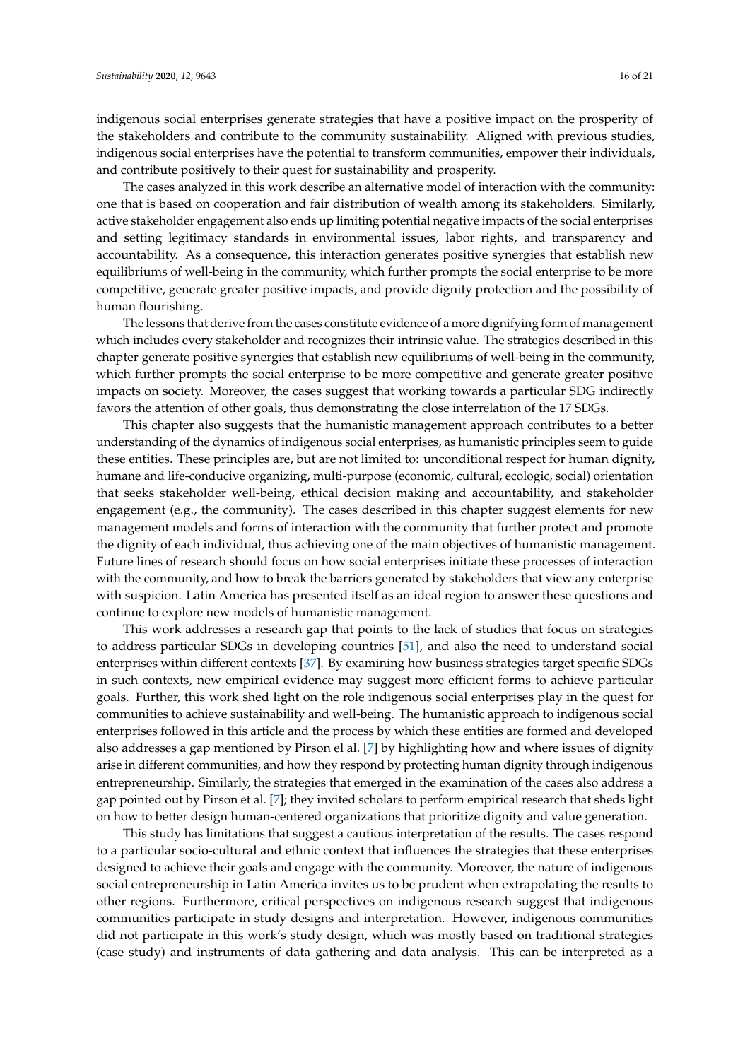indigenous social enterprises generate strategies that have a positive impact on the prosperity of the stakeholders and contribute to the community sustainability. Aligned with previous studies, indigenous social enterprises have the potential to transform communities, empower their individuals, and contribute positively to their quest for sustainability and prosperity.

The cases analyzed in this work describe an alternative model of interaction with the community: one that is based on cooperation and fair distribution of wealth among its stakeholders. Similarly, active stakeholder engagement also ends up limiting potential negative impacts of the social enterprises and setting legitimacy standards in environmental issues, labor rights, and transparency and accountability. As a consequence, this interaction generates positive synergies that establish new equilibriums of well-being in the community, which further prompts the social enterprise to be more competitive, generate greater positive impacts, and provide dignity protection and the possibility of human flourishing.

The lessons that derive from the cases constitute evidence of a more dignifying form of management which includes every stakeholder and recognizes their intrinsic value. The strategies described in this chapter generate positive synergies that establish new equilibriums of well-being in the community, which further prompts the social enterprise to be more competitive and generate greater positive impacts on society. Moreover, the cases suggest that working towards a particular SDG indirectly favors the attention of other goals, thus demonstrating the close interrelation of the 17 SDGs.

This chapter also suggests that the humanistic management approach contributes to a better understanding of the dynamics of indigenous social enterprises, as humanistic principles seem to guide these entities. These principles are, but are not limited to: unconditional respect for human dignity, humane and life-conducive organizing, multi-purpose (economic, cultural, ecologic, social) orientation that seeks stakeholder well-being, ethical decision making and accountability, and stakeholder engagement (e.g., the community). The cases described in this chapter suggest elements for new management models and forms of interaction with the community that further protect and promote the dignity of each individual, thus achieving one of the main objectives of humanistic management. Future lines of research should focus on how social enterprises initiate these processes of interaction with the community, and how to break the barriers generated by stakeholders that view any enterprise with suspicion. Latin America has presented itself as an ideal region to answer these questions and continue to explore new models of humanistic management.

This work addresses a research gap that points to the lack of studies that focus on strategies to address particular SDGs in developing countries [51], and also the need to understand social enterprises within different contexts [37]. By examining how business strategies target specific SDGs in such contexts, new empirical evidence may suggest more efficient forms to achieve particular goals. Further, this work shed light on the role indigenous social enterprises play in the quest for communities to achieve sustainability and well-being. The humanistic approach to indigenous social enterprises followed in this article and the process by which these entities are formed and developed also addresses a gap mentioned by Pirson el al. [7] by highlighting how and where issues of dignity arise in different communities, and how they respond by protecting human dignity through indigenous entrepreneurship. Similarly, the strategies that emerged in the examination of the cases also address a gap pointed out by Pirson et al. [7]; they invited scholars to perform empirical research that sheds light on how to better design human-centered organizations that prioritize dignity and value generation.

This study has limitations that suggest a cautious interpretation of the results. The cases respond to a particular socio-cultural and ethnic context that influences the strategies that these enterprises designed to achieve their goals and engage with the community. Moreover, the nature of indigenous social entrepreneurship in Latin America invites us to be prudent when extrapolating the results to other regions. Furthermore, critical perspectives on indigenous research suggest that indigenous communities participate in study designs and interpretation. However, indigenous communities did not participate in this work's study design, which was mostly based on traditional strategies (case study) and instruments of data gathering and data analysis. This can be interpreted as a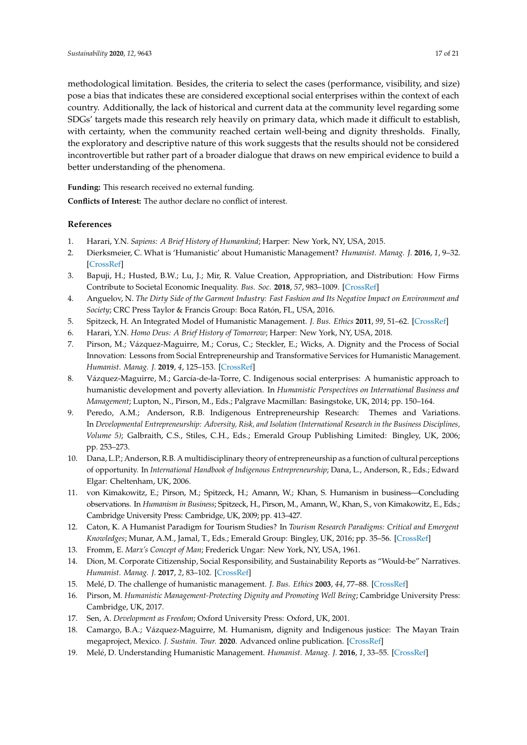methodological limitation. Besides, the criteria to select the cases (performance, visibility, and size) pose a bias that indicates these are considered exceptional social enterprises within the context of each country. Additionally, the lack of historical and current data at the community level regarding some SDGs' targets made this research rely heavily on primary data, which made it difficult to establish, with certainty, when the community reached certain well-being and dignity thresholds. Finally, the exploratory and descriptive nature of this work suggests that the results should not be considered incontrovertible but rather part of a broader dialogue that draws on new empirical evidence to build a better understanding of the phenomena.

**Funding:** This research received no external funding.

**Conflicts of Interest:** The author declare no conflict of interest.

## References

1. Harari, Y.N. *Sapiens: A Brief History of Humankind*; Harper: New York, NY, USA, 2015.
2. Dierksmeier, C. What is 'Humanistic' about Humanistic Management? *Humanist. Manag. J.* **2016**, *1*, 9–32. [CrossRef]
3. Bapuji, H.; Husted, B.W.; Lu, J.; Mir, R. Value Creation, Appropriation, and Distribution: How Firms Contribute to Societal Economic Inequality. *Bus. Soc.* **2018**, *57*, 983–1009. [CrossRef]
4. Anguelov, N. *The Dirty Side of the Garment Industry: Fast Fashion and Its Negative Impact on Environment and Society*; CRC Press Taylor & Francis Group: Boca Ratón, FL, USA, 2016.
5. Spitzeck, H. An Integrated Model of Humanistic Management. *J. Bus. Ethics* **2011**, *99*, 51–62. [CrossRef]
6. Harari, Y.N. *Homo Deus: A Brief History of Tomorrow*; Harper: New York, NY, USA, 2018.
7. Pirson, M.; Vázquez-Maguirre, M.; Corus, C.; Steckler, E.; Wicks, A. Dignity and the Process of Social Innovation: Lessons from Social Entrepreneurship and Transformative Services for Humanistic Management. *Humanist. Manag. J.* **2019**, *4*, 125–153. [CrossRef]
8. Vázquez-Maguirre, M.; García-de-la-Torre, C. Indigenous social enterprises: A humanistic approach to humanistic development and poverty alleviation. In *Humanistic Perspectives on International Business and Management*; Lupton, N., Pirson, M., Eds.; Palgrave Macmillan: Basingstoke, UK, 2014; pp. 150–164.
9. Peredo, A.M.; Anderson, R.B. Indigenous Entrepreneurship Research: Themes and Variations. In *Developmental Entrepreneurship: Adversity, Risk, and Isolation (International Research in the Business Disciplines, Volume 5)*; Galbraith, C.S., Stiles, C.H., Eds.; Emerald Group Publishing Limited: Bingley, UK, 2006; pp. 253–273.
10. Dana, L.P.; Anderson, R.B. A multidisciplinary theory of entrepreneurship as a function of cultural perceptions of opportunity. In *International Handbook of Indigenous Entrepreneurship*; Dana, L., Anderson, R., Eds.; Edward Elgar: Cheltenham, UK, 2006.
11. von Kimakowitz, E.; Pirson, M.; Spitzeck, H.; Amann, W.; Khan, S. Humanism in business—Concluding observations. In *Humanism in Business*; Spitzeck, H., Pirson, M., Amann, W., Khan, S., von Kimakowitz, E., Eds.; Cambridge University Press: Cambridge, UK, 2009; pp. 413–427.
12. Caton, K. A Humanist Paradigm for Tourism Studies? In *Tourism Research Paradigms: Critical and Emergent Knowledges*; Munar, A.M., Jamal, T., Eds.; Emerald Group: Bingley, UK, 2016; pp. 35–56. [CrossRef]
13. Fromm, E. *Marx's Concept of Man*; Frederick Ungar: New York, NY, USA, 1961.
14. Dion, M. Corporate Citizenship, Social Responsibility, and Sustainability Reports as "Would-be" Narratives. *Humanist. Manag. J.* **2017**, *2*, 83–102. [CrossRef]
15. Melé, D. The challenge of humanistic management. *J. Bus. Ethics* **2003**, *44*, 77–88. [CrossRef]
16. Pirson, M. *Humanistic Management-Protecting Dignity and Promoting Well Being*; Cambridge University Press: Cambridge, UK, 2017.
17. Sen, A. *Development as Freedom*; Oxford University Press: Oxford, UK, 2001.
18. Camargo, B.A.; Vázquez-Maguirre, M. Humanism, dignity and Indigenous justice: The Mayan Train megaproject, Mexico. *J. Sustain. Tour.* **2020**. Advanced online publication. [CrossRef]
19. Melé, D. Understanding Humanistic Management. *Humanist. Manag. J.* **2016**, *1*, 33–55. [CrossRef]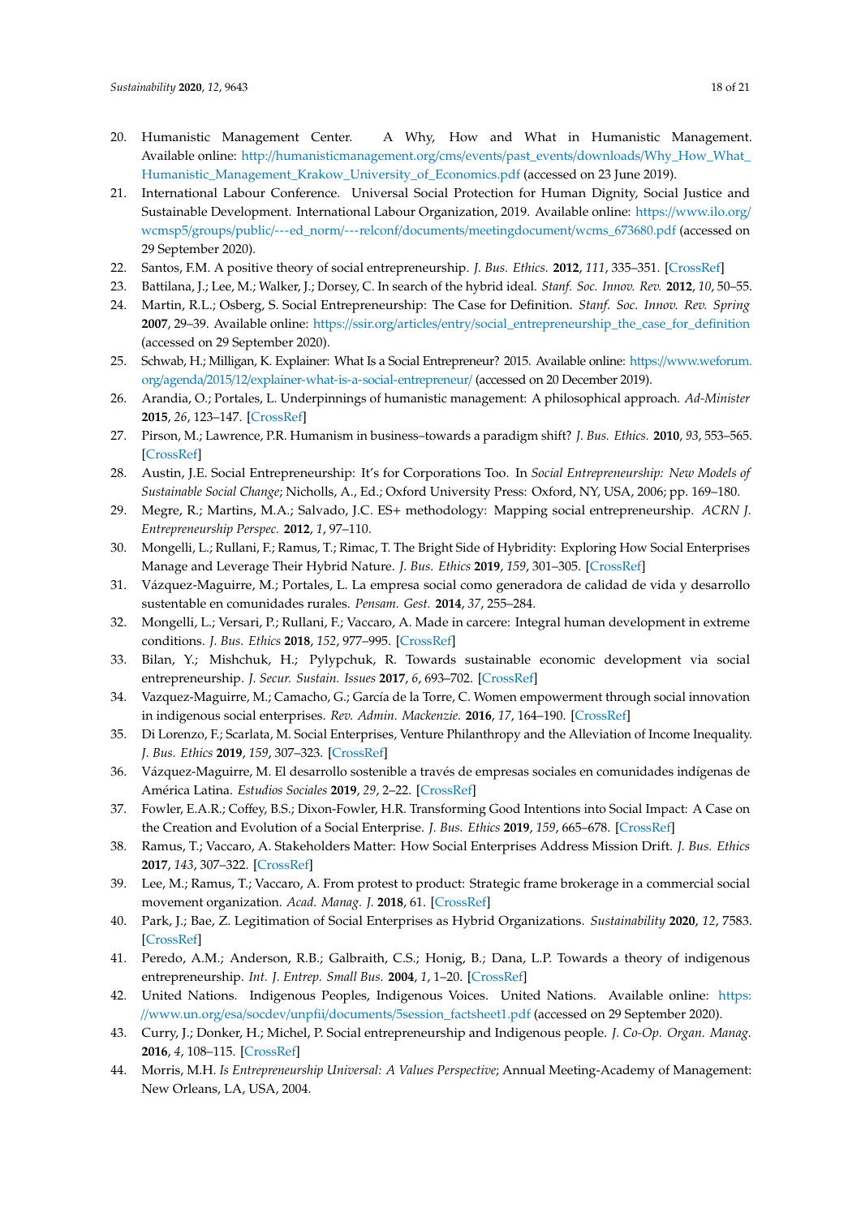20. Humanistic Management Center. A Why, How and What in Humanistic Management. Available online: http://humanisticmanagement.org/cms/events/past_events/downloads/Why_How_What_Humanistic_Management_Krakow_University_of_Economics.pdf (accessed on 23 June 2019).
21. International Labour Conference. Universal Social Protection for Human Dignity, Social Justice and Sustainable Development. International Labour Organization, 2019. Available online: https://www.ilo.org/wcmsp5/groups/public/---ed_norm/---relconf/documents/meetingdocument/wcms_673680.pdf (accessed on 29 September 2020).
22. Santos, F.M. A positive theory of social entrepreneurship. *J. Bus. Ethics.* **2012**, *111*, 335–351. [CrossRef]
23. Battilana, J.; Lee, M.; Walker, J.; Dorsey, C. In search of the hybrid ideal. *Stanf. Soc. Innov. Rev.* **2012**, *10*, 50–55.
24. Martin, R.L.; Osberg, S. Social Entrepreneurship: The Case for Definition. *Stanf. Soc. Innov. Rev. Spring* **2007**, 29–39. Available online: https://ssir.org/articles/entry/social_entrepreneurship_the_case_for_definition (accessed on 29 September 2020).
25. Schwab, H.; Milligan, K. Explainer: What Is a Social Entrepreneur? 2015. Available online: https://www.weforum.org/agenda/2015/12/explainer-what-is-a-social-entrepreneur/ (accessed on 20 December 2019).
26. Arandia, O.; Portales, L. Underpinnings of humanistic management: A philosophical approach. *Ad-Minister* **2015**, *26*, 123–147. [CrossRef]
27. Pirson, M.; Lawrence, P.R. Humanism in business–towards a paradigm shift? *J. Bus. Ethics.* **2010**, *93*, 553–565. [CrossRef]
28. Austin, J.E. Social Entrepreneurship: It's for Corporations Too. In *Social Entrepreneurship: New Models of Sustainable Social Change*; Nicholls, A., Ed.; Oxford University Press: Oxford, NY, USA, 2006; pp. 169–180.
29. Megre, R.; Martins, M.A.; Salvado, J.C. ES+ methodology: Mapping social entrepreneurship. *ACRN J. Entrepreneurship Perspec.* **2012**, *1*, 97–110.
30. Mongelli, L.; Rullani, F.; Ramus, T.; Rimac, T. The Bright Side of Hybridity: Exploring How Social Enterprises Manage and Leverage Their Hybrid Nature. *J. Bus. Ethics* **2019**, *159*, 301–305. [CrossRef]
31. Vázquez-Maguirre, M.; Portales, L. La empresa social como generadora de calidad de vida y desarrollo sustentable en comunidades rurales. *Pensam. Gest.* **2014**, *37*, 255–284.
32. Mongelli, L.; Versari, P.; Rullani, F.; Vaccaro, A. Made in carcere: Integral human development in extreme conditions. *J. Bus. Ethics* **2018**, *152*, 977–995. [CrossRef]
33. Bilan, Y.; Mishchuk, H.; Pylypchuk, R. Towards sustainable economic development via social entrepreneurship. *J. Secur. Sustain. Issues* **2017**, *6*, 693–702. [CrossRef]
34. Vazquez-Maguirre, M.; Camacho, G.; García de la Torre, C. Women empowerment through social innovation in indigenous social enterprises. *Rev. Admin. Mackenzie.* **2016**, *17*, 164–190. [CrossRef]
35. Di Lorenzo, F.; Scarlata, M. Social Enterprises, Venture Philanthropy and the Alleviation of Income Inequality. *J. Bus. Ethics* **2019**, *159*, 307–323. [CrossRef]
36. Vázquez-Maguirre, M. El desarrollo sostenible a través de empresas sociales en comunidades indígenas de América Latina. *Estudios Sociales* **2019**, *29*, 2–22. [CrossRef]
37. Fowler, E.A.R.; Coffey, B.S.; Dixon-Fowler, H.R. Transforming Good Intentions into Social Impact: A Case on the Creation and Evolution of a Social Enterprise. *J. Bus. Ethics* **2019**, *159*, 665–678. [CrossRef]
38. Ramus, T.; Vaccaro, A. Stakeholders Matter: How Social Enterprises Address Mission Drift. *J. Bus. Ethics* **2017**, *143*, 307–322. [CrossRef]
39. Lee, M.; Ramus, T.; Vaccaro, A. From protest to product: Strategic frame brokerage in a commercial social movement organization. *Acad. Manag. J.* **2018**, 61. [CrossRef]
40. Park, J.; Bae, Z. Legitimation of Social Enterprises as Hybrid Organizations. *Sustainability* **2020**, *12*, 7583. [CrossRef]
41. Peredo, A.M.; Anderson, R.B.; Galbraith, C.S.; Honig, B.; Dana, L.P. Towards a theory of indigenous entrepreneurship. *Int. J. Entrep. Small Bus.* **2004**, *1*, 1–20. [CrossRef]
42. United Nations. Indigenous Peoples, Indigenous Voices. United Nations. Available online: https://www.un.org/esa/socdev/unpfii/documents/5session_factsheet1.pdf (accessed on 29 September 2020).
43. Curry, J.; Donker, H.; Michel, P. Social entrepreneurship and Indigenous people. *J. Co-Op. Organ. Manag.* **2016**, *4*, 108–115. [CrossRef]
44. Morris, M.H. *Is Entrepreneurship Universal: A Values Perspective*; Annual Meeting-Academy of Management: New Orleans, LA, USA, 2004.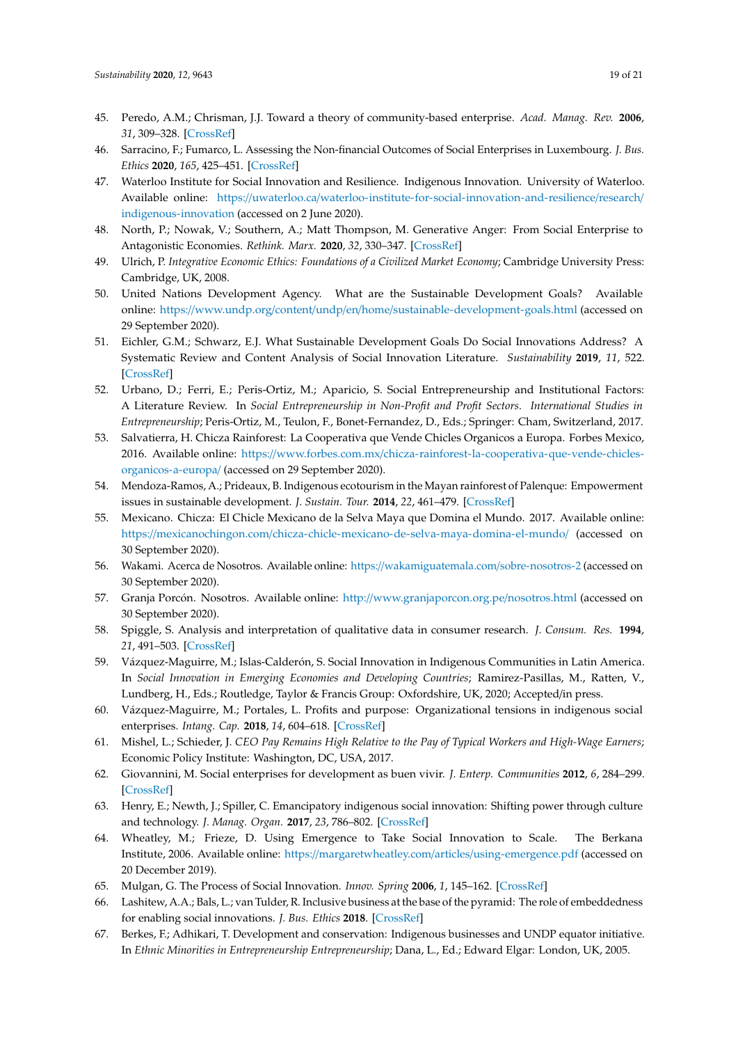45. Peredo, A.M.; Chrisman, J.J. Toward a theory of community-based enterprise. *Acad. Manag. Rev.* **2006**, *31*, 309–328. [CrossRef]
46. Sarracino, F.; Fumarco, L. Assessing the Non-financial Outcomes of Social Enterprises in Luxembourg. *J. Bus. Ethics* **2020**, *165*, 425–451. [CrossRef]
47. Waterloo Institute for Social Innovation and Resilience. Indigenous Innovation. University of Waterloo. Available online: https://uwaterloo.ca/waterloo-institute-for-social-innovation-and-resilience/research/indigenous-innovation (accessed on 2 June 2020).
48. North, P.; Nowak, V.; Southern, A.; Matt Thompson, M. Generative Anger: From Social Enterprise to Antagonistic Economies. *Rethink. Marx.* **2020**, *32*, 330–347. [CrossRef]
49. Ulrich, P. *Integrative Economic Ethics: Foundations of a Civilized Market Economy*; Cambridge University Press: Cambridge, UK, 2008.
50. United Nations Development Agency. What are the Sustainable Development Goals? Available online: https://www.undp.org/content/undp/en/home/sustainable-development-goals.html (accessed on 29 September 2020).
51. Eichler, G.M.; Schwarz, E.J. What Sustainable Development Goals Do Social Innovations Address? A Systematic Review and Content Analysis of Social Innovation Literature. *Sustainability* **2019**, *11*, 522. [CrossRef]
52. Urbano, D.; Ferri, E.; Peris-Ortiz, M.; Aparicio, S. Social Entrepreneurship and Institutional Factors: A Literature Review. In *Social Entrepreneurship in Non-Profit and Profit Sectors. International Studies in Entrepreneurship*; Peris-Ortiz, M., Teulon, F., Bonet-Fernandez, D., Eds.; Springer: Cham, Switzerland, 2017.
53. Salvatierra, H. Chicza Rainforest: La Cooperativa que Vende Chicles Organicos a Europa. Forbes Mexico, 2016. Available online: https://www.forbes.com.mx/chicza-rainforest-la-cooperativa-que-vende-chicles-organicos-a-europa/ (accessed on 29 September 2020).
54. Mendoza-Ramos, A.; Prideaux, B. Indigenous ecotourism in the Mayan rainforest of Palenque: Empowerment issues in sustainable development. *J. Sustain. Tour.* **2014**, *22*, 461–479. [CrossRef]
55. Mexicano. Chicza: El Chicle Mexicano de la Selva Maya que Domina el Mundo. 2017. Available online: https://mexicanochingon.com/chicza-chicle-mexicano-de-selva-maya-domina-el-mundo/ (accessed on 30 September 2020).
56. Wakami. Acerca de Nosotros. Available online: https://wakamiguatemala.com/sobre-nosotros-2 (accessed on 30 September 2020).
57. Granja Porcón. Nosotros. Available online: http://www.granjaporcon.org.pe/nosotros.html (accessed on 30 September 2020).
58. Spiggle, S. Analysis and interpretation of qualitative data in consumer research. *J. Consum. Res.* **1994**, *21*, 491–503. [CrossRef]
59. Vázquez-Maguirre, M.; Islas-Calderón, S. Social Innovation in Indigenous Communities in Latin America. In *Social Innovation in Emerging Economies and Developing Countries*; Ramirez-Pasillas, M., Ratten, V., Lundberg, H., Eds.; Routledge, Taylor & Francis Group: Oxfordshire, UK, 2020; Accepted/in press.
60. Vázquez-Maguirre, M.; Portales, L. Profits and purpose: Organizational tensions in indigenous social enterprises. *Intang. Cap.* **2018**, *14*, 604–618. [CrossRef]
61. Mishel, L.; Schieder, J. *CEO Pay Remains High Relative to the Pay of Typical Workers and High-Wage Earners*; Economic Policy Institute: Washington, DC, USA, 2017.
62. Giovannini, M. Social enterprises for development as buen vivir. *J. Enterp. Communities* **2012**, *6*, 284–299. [CrossRef]
63. Henry, E.; Newth, J.; Spiller, C. Emancipatory indigenous social innovation: Shifting power through culture and technology. *J. Manag. Organ.* **2017**, *23*, 786–802. [CrossRef]
64. Wheatley, M.; Frieze, D. Using Emergence to Take Social Innovation to Scale. The Berkana Institute, 2006. Available online: https://margaretwheatley.com/articles/using-emergence.pdf (accessed on 20 December 2019).
65. Mulgan, G. The Process of Social Innovation. *Innov. Spring* **2006**, *1*, 145–162. [CrossRef]
66. Lashitew, A.A.; Bals, L.; van Tulder, R. Inclusive business at the base of the pyramid: The role of embeddedness for enabling social innovations. *J. Bus. Ethics* **2018**. [CrossRef]
67. Berkes, F.; Adhikari, T. Development and conservation: Indigenous businesses and UNDP equator initiative. In *Ethnic Minorities in Entrepreneurship Entrepreneurship*; Dana, L., Ed.; Edward Elgar: London, UK, 2005.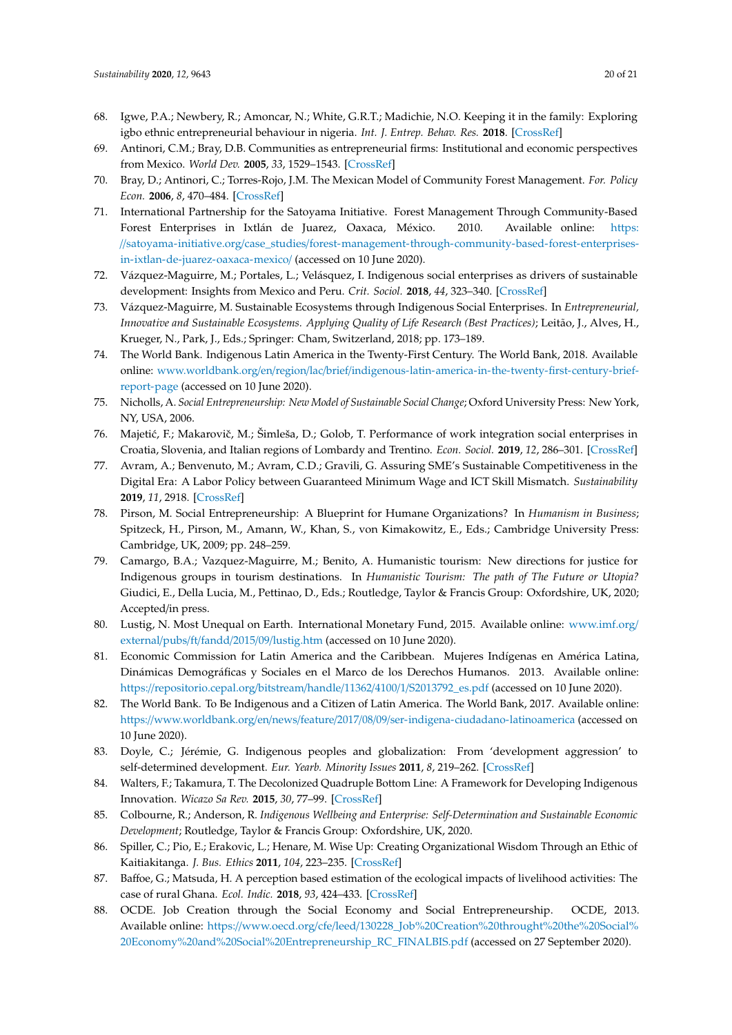68. Igwe, P.A.; Newbery, R.; Amoncar, N.; White, G.R.T.; Madichie, N.O. Keeping it in the family: Exploring igbo ethnic entrepreneurial behaviour in nigeria. *Int. J. Entrep. Behav. Res.* **2018**. [CrossRef]
69. Antinori, C.M.; Bray, D.B. Communities as entrepreneurial firms: Institutional and economic perspectives from Mexico. *World Dev.* **2005**, *33*, 1529–1543. [CrossRef]
70. Bray, D.; Antinori, C.; Torres-Rojo, J.M. The Mexican Model of Community Forest Management. *For. Policy Econ.* **2006**, *8*, 470–484. [CrossRef]
71. International Partnership for the Satoyama Initiative. Forest Management Through Community-Based Forest Enterprises in Ixtlán de Juarez, Oaxaca, México. 2010. Available online: https://satoyama-initiative.org/case_studies/forest-management-through-community-based-forest-enterprises-in-ixtlan-de-juarez-oaxaca-mexico/ (accessed on 10 June 2020).
72. Vázquez-Maguirre, M.; Portales, L.; Velásquez, I. Indigenous social enterprises as drivers of sustainable development: Insights from Mexico and Peru. *Crit. Sociol.* **2018**, *44*, 323–340. [CrossRef]
73. Vázquez-Maguirre, M. Sustainable Ecosystems through Indigenous Social Enterprises. In *Entrepreneurial, Innovative and Sustainable Ecosystems. Applying Quality of Life Research (Best Practices)*; Leitão, J., Alves, H., Krueger, N., Park, J., Eds.; Springer: Cham, Switzerland, 2018; pp. 173–189.
74. The World Bank. Indigenous Latin America in the Twenty-First Century. The World Bank, 2018. Available online: www.worldbank.org/en/region/lac/brief/indigenous-latin-america-in-the-twenty-first-century-brief-report-page (accessed on 10 June 2020).
75. Nicholls, A. *Social Entrepreneurship: New Model of Sustainable Social Change*; Oxford University Press: New York, NY, USA, 2006.
76. Majetić, F.; Makarovič, M.; Šimleša, D.; Golob, T. Performance of work integration social enterprises in Croatia, Slovenia, and Italian regions of Lombardy and Trentino. *Econ. Sociol.* **2019**, *12*, 286–301. [CrossRef]
77. Avram, A.; Benvenuto, M.; Avram, C.D.; Gravili, G. Assuring SME's Sustainable Competitiveness in the Digital Era: A Labor Policy between Guaranteed Minimum Wage and ICT Skill Mismatch. *Sustainability* **2019**, *11*, 2918. [CrossRef]
78. Pirson, M. Social Entrepreneurship: A Blueprint for Humane Organizations? In *Humanism in Business*; Spitzeck, H., Pirson, M., Amann, W., Khan, S., von Kimakowitz, E., Eds.; Cambridge University Press: Cambridge, UK, 2009; pp. 248–259.
79. Camargo, B.A.; Vazquez-Maguirre, M.; Benito, A. Humanistic tourism: New directions for justice for Indigenous groups in tourism destinations. In *Humanistic Tourism: The path of The Future or Utopia?* Giudici, E., Della Lucia, M., Pettinao, D., Eds.; Routledge, Taylor & Francis Group: Oxfordshire, UK, 2020; Accepted/in press.
80. Lustig, N. Most Unequal on Earth. International Monetary Fund, 2015. Available online: www.imf.org/external/pubs/ft/fandd/2015/09/lustig.htm (accessed on 10 June 2020).
81. Economic Commission for Latin America and the Caribbean. Mujeres Indígenas en América Latina, Dinámicas Demográficas y Sociales en el Marco de los Derechos Humanos. 2013. Available online: https://repositorio.cepal.org/bitstream/handle/11362/4100/1/S2013792_es.pdf (accessed on 10 June 2020).
82. The World Bank. To Be Indigenous and a Citizen of Latin America. The World Bank, 2017. Available online: https://www.worldbank.org/en/news/feature/2017/08/09/ser-indigena-ciudadano-latinoamerica (accessed on 10 June 2020).
83. Doyle, C.; Jérémie, G. Indigenous peoples and globalization: From 'development aggression' to self-determined development. *Eur. Yearb. Minority Issues* **2011**, *8*, 219–262. [CrossRef]
84. Walters, F.; Takamura, T. The Decolonized Quadruple Bottom Line: A Framework for Developing Indigenous Innovation. *Wicazo Sa Rev.* **2015**, *30*, 77–99. [CrossRef]
85. Colbourne, R.; Anderson, R. *Indigenous Wellbeing and Enterprise: Self-Determination and Sustainable Economic Development*; Routledge, Taylor & Francis Group: Oxfordshire, UK, 2020.
86. Spiller, C.; Pio, E.; Erakovic, L.; Henare, M. Wise Up: Creating Organizational Wisdom Through an Ethic of Kaitiakitanga. *J. Bus. Ethics* **2011**, *104*, 223–235. [CrossRef]
87. Baffoe, G.; Matsuda, H. A perception based estimation of the ecological impacts of livelihood activities: The case of rural Ghana. *Ecol. Indic.* **2018**, *93*, 424–433. [CrossRef]
88. OCDE. Job Creation through the Social Economy and Social Entrepreneurship. OCDE, 2013. Available online: https://www.oecd.org/cfe/leed/130228_Job%20Creation%20throught%20the%20Social%20Economy%20and%20Social%20Entrepreneurship_RC_FINALBIS.pdf (accessed on 27 September 2020).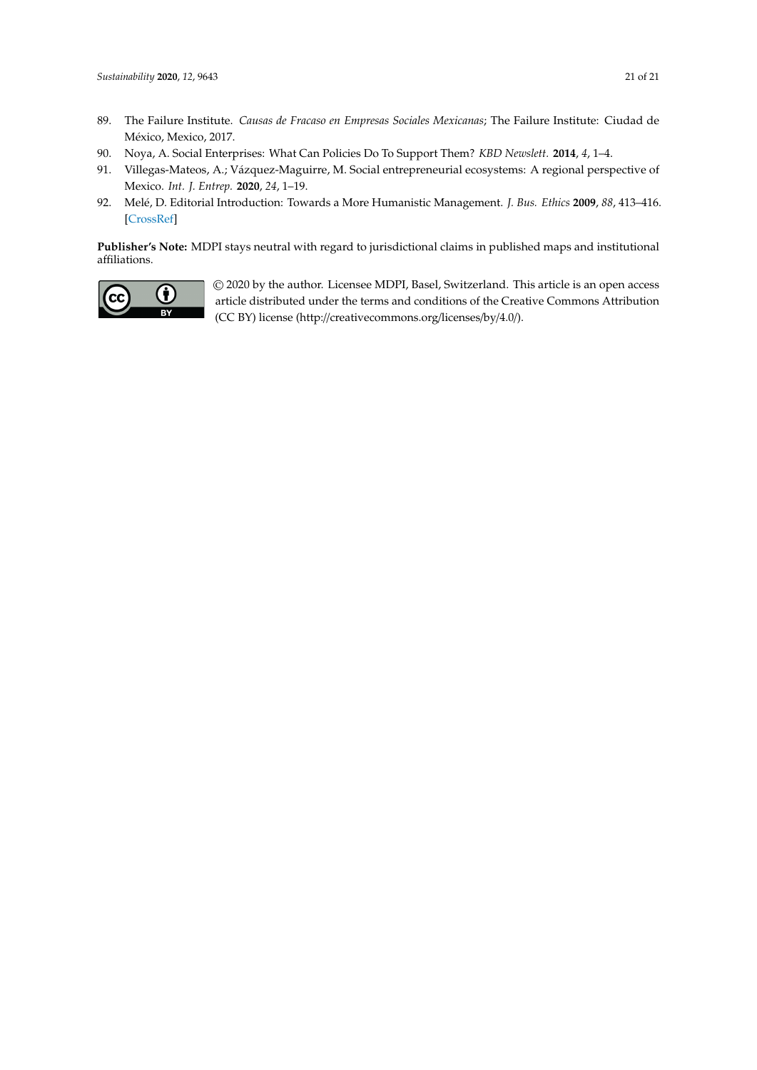89. The Failure Institute. *Causas de Fracaso en Empresas Sociales Mexicanas*; The Failure Institute: Ciudad de México, Mexico, 2017.
90. Noya, A. Social Enterprises: What Can Policies Do To Support Them? *KBD Newslett.* **2014**, *4*, 1–4.
91. Villegas-Mateos, A.; Vázquez-Maguirre, M. Social entrepreneurial ecosystems: A regional perspective of Mexico. *Int. J. Entrep.* **2020**, *24*, 1–19.
92. Melé, D. Editorial Introduction: Towards a More Humanistic Management. *J. Bus. Ethics* **2009**, *88*, 413–416. [CrossRef]

**Publisher's Note:** MDPI stays neutral with regard to jurisdictional claims in published maps and institutional affiliations.

© 2020 by the author. Licensee MDPI, Basel, Switzerland. This article is an open access article distributed under the terms and conditions of the Creative Commons Attribution (CC BY) license (http://creativecommons.org/licenses/by/4.0/).